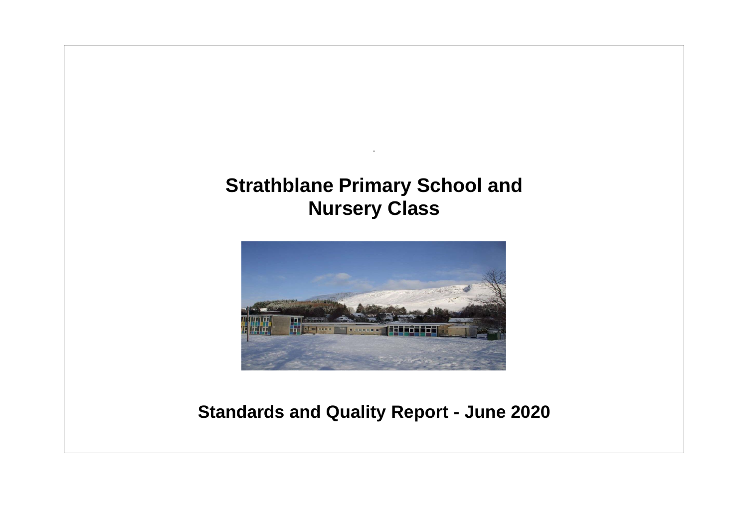# Strathblane Primary School and Nursery Class

## Standards and Quality Report - June 2020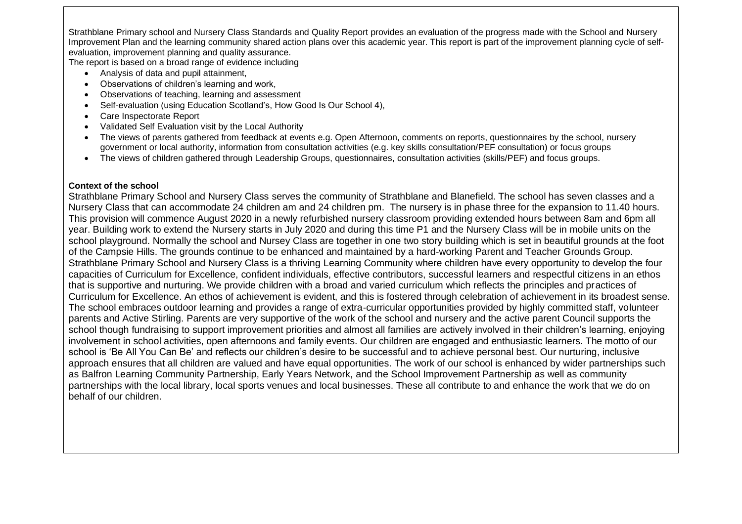Strathblane Primary school and Nursery Class Standards and Quality Report provides an evaluation of the progress made with the School and Nursery Improvement Plan and the learning community shared action plans over this academic year. This report is part of the improvement planning cycle of self-evaluation, improvement planning and quality assurance.

The report is based on a broad range of evidence including

- Analysis of data and pupil attainment,
- Observations of children's learning and work,
- Observations of teaching, learning and assessment
- Self-evaluation (using Education Scotland's, How Good Is Our School 4),
- Care Inspectorate Report
- Validated Self Evaluation visit by the Local Authority
- The views of parents gathered from feedback at events e.g. Open Afternoon, comments on reports, questionnaires by the school, nursery government or local authority, information from consultation activities (e.g. key skills consultation/PEF consultation) or focus groups
- The views of children gathered through Leadership Groups, questionnaires, consultation activities (skills/PEF) and focus groups.

**Context of the school**

Strathblane Primary School and Nursery Class serves the community of Strathblane and Blanefield. The school has seven classes and a Nursery Class that can accommodate 24 children am and 24 children pm. The nursery is in phase three for the expansion to 11.40 hours. This provision will commence August 2020 in a newly refurbished nursery classroom providing extended hours between 8am and 6pm all year. Building work to extend the Nursery starts in July 2020 and during this time P1 and the Nursery Class will be in mobile units on the school playground. Normally the school and Nursey Class are together in one two story building which is set in beautiful grounds at the foot of the Campsie Hills. The grounds continue to be enhanced and maintained by a hard-working Parent and Teacher Grounds Group. Strathblane Primary School and Nursery Class is a thriving Learning Community where children have every opportunity to develop the four capacities of Curriculum for Excellence, confident individuals, effective contributors, successful learners and respectful citizens in an ethos that is supportive and nurturing. We provide children with a broad and varied curriculum which reflects the principles and practices of Curriculum for Excellence. An ethos of achievement is evident, and this is fostered through celebration of achievement in its broadest sense. The school embraces outdoor learning and provides a range of extra-curricular opportunities provided by highly committed staff, volunteer parents and Active Stirling. Parents are very supportive of the work of the school and nursery and the active parent Council supports the school though fundraising to support improvement priorities and almost all families are actively involved in their children's learning, enjoying involvement in school activities, open afternoons and family events. Our children are engaged and enthusiastic learners. The motto of our school is 'Be All You Can Be' and reflects our children's desire to be successful and to achieve personal best. Our nurturing, inclusive approach ensures that all children are valued and have equal opportunities. The work of our school is enhanced by wider partnerships such as Balfron Learning Community Partnership, Early Years Network, and the School Improvement Partnership as well as community partnerships with the local library, local sports venues and local businesses. These all contribute to and enhance the work that we do on behalf of our children.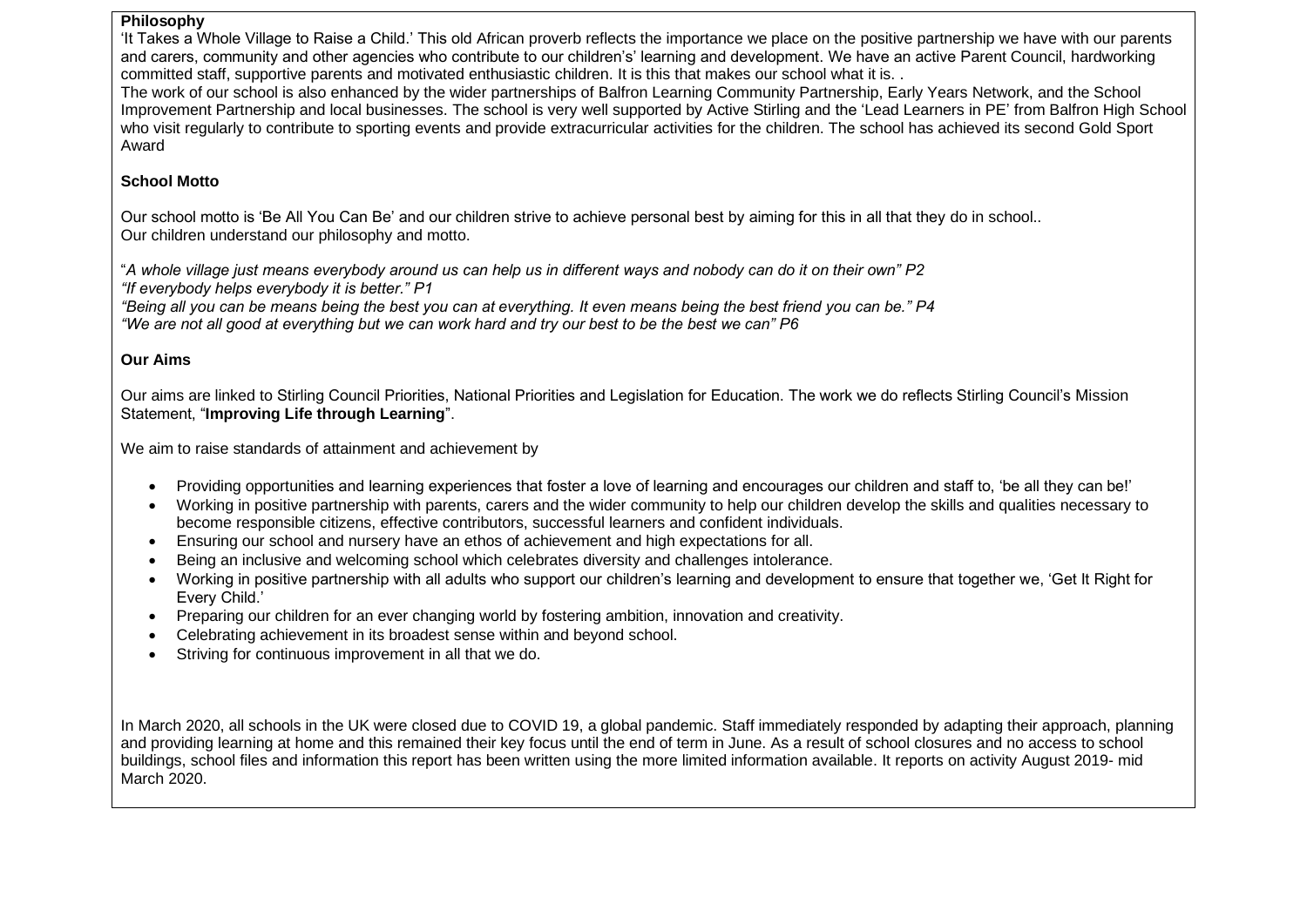**Philosophy**

'It Takes a Whole Village to Raise a Child.' This old African proverb reflects the importance we place on the positive partnership we have with our parents and carers, community and other agencies who contribute to our children's' learning and development. We have an active Parent Council, hardworking committed staff, supportive parents and motivated enthusiastic children. It is this that makes our school what it is. .

The work of our school is also enhanced by the wider partnerships of Balfron Learning Community Partnership, Early Years Network, and the School Improvement Partnership and local businesses. The school is very well supported by Active Stirling and the 'Lead Learners in PE' from Balfron High School who visit regularly to contribute to sporting events and provide extracurricular activities for the children. The school has achieved its second Gold Sport Award

**School Motto**

Our school motto is 'Be All You Can Be' and our children strive to achieve personal best by aiming for this in all that they do in school..
Our children understand our philosophy and motto.

"*A whole village just means everybody around us can help us in different ways and nobody can do it on their own" P2*
*"If everybody helps everybody it is better." P1*
*"Being all you can be means being the best you can at everything. It even means being the best friend you can be." P4*
*"We are not all good at everything but we can work hard and try our best to be the best we can" P6*

**Our Aims**

Our aims are linked to Stirling Council Priorities, National Priorities and Legislation for Education. The work we do reflects Stirling Council's Mission Statement, "**Improving Life through Learning**".

We aim to raise standards of attainment and achievement by

- Providing opportunities and learning experiences that foster a love of learning and encourages our children and staff to, 'be all they can be!'
- Working in positive partnership with parents, carers and the wider community to help our children develop the skills and qualities necessary to become responsible citizens, effective contributors, successful learners and confident individuals.
- Ensuring our school and nursery have an ethos of achievement and high expectations for all.
- Being an inclusive and welcoming school which celebrates diversity and challenges intolerance.
- Working in positive partnership with all adults who support our children's learning and development to ensure that together we, 'Get It Right for Every Child.'
- Preparing our children for an ever changing world by fostering ambition, innovation and creativity.
- Celebrating achievement in its broadest sense within and beyond school.
- Striving for continuous improvement in all that we do.

In March 2020, all schools in the UK were closed due to COVID 19, a global pandemic. Staff immediately responded by adapting their approach, planning and providing learning at home and this remained their key focus until the end of term in June. As a result of school closures and no access to school buildings, school files and information this report has been written using the more limited information available. It reports on activity August 2019- mid March 2020.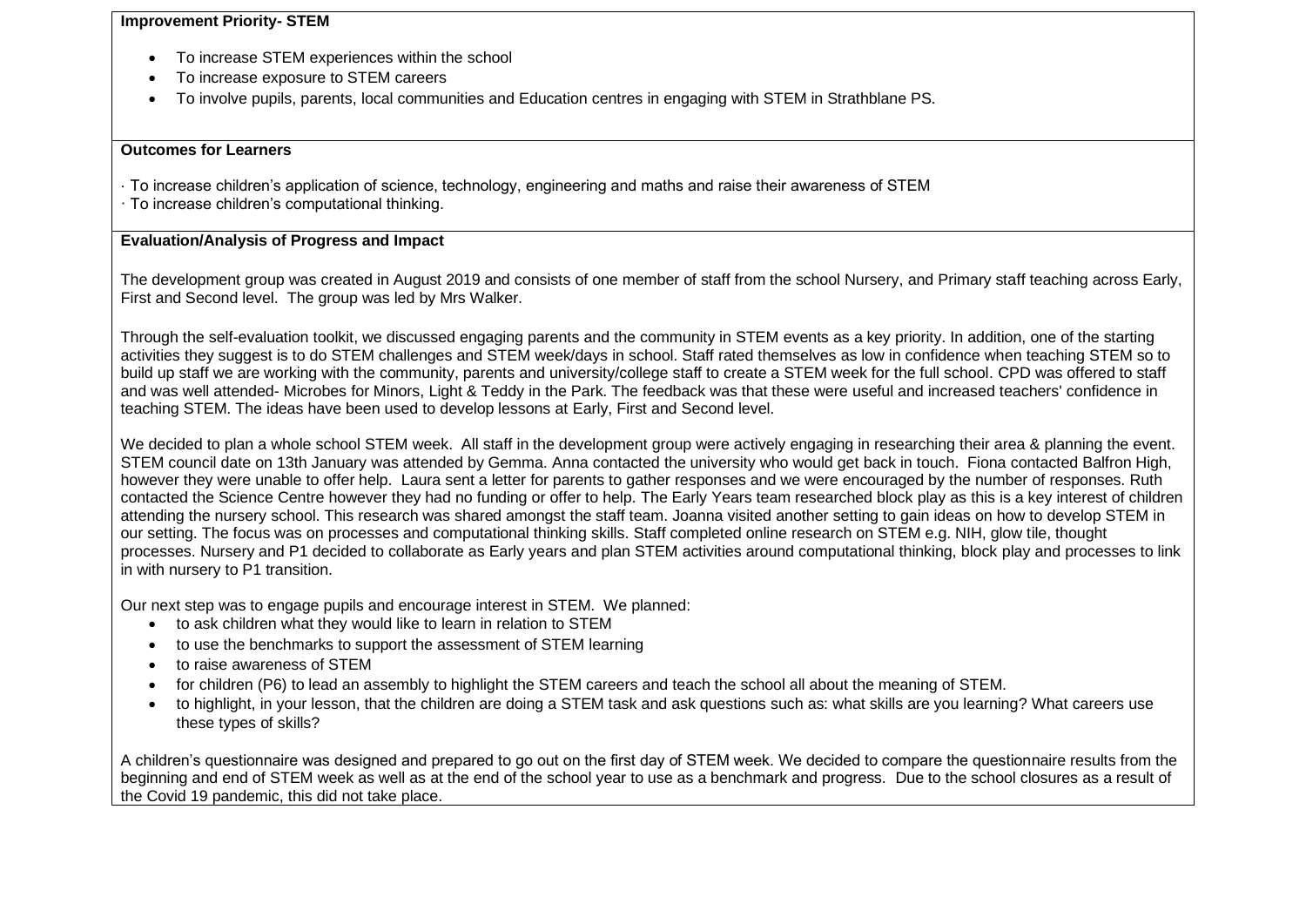**Improvement Priority- STEM**

- To increase STEM experiences within the school
- To increase exposure to STEM careers
- To involve pupils, parents, local communities and Education centres in engaging with STEM in Strathblane PS.

**Outcomes for Learners**

· To increase children's application of science, technology, engineering and maths and raise their awareness of STEM
· To increase children's computational thinking.

**Evaluation/Analysis of Progress and Impact**

The development group was created in August 2019 and consists of one member of staff from the school Nursery, and Primary staff teaching across Early, First and Second level. The group was led by Mrs Walker.

Through the self-evaluation toolkit, we discussed engaging parents and the community in STEM events as a key priority. In addition, one of the starting activities they suggest is to do STEM challenges and STEM week/days in school. Staff rated themselves as low in confidence when teaching STEM so to build up staff we are working with the community, parents and university/college staff to create a STEM week for the full school. CPD was offered to staff and was well attended- Microbes for Minors, Light & Teddy in the Park. The feedback was that these were useful and increased teachers' confidence in teaching STEM. The ideas have been used to develop lessons at Early, First and Second level.

We decided to plan a whole school STEM week. All staff in the development group were actively engaging in researching their area & planning the event. STEM council date on 13th January was attended by Gemma. Anna contacted the university who would get back in touch. Fiona contacted Balfron High, however they were unable to offer help. Laura sent a letter for parents to gather responses and we were encouraged by the number of responses. Ruth contacted the Science Centre however they had no funding or offer to help. The Early Years team researched block play as this is a key interest of children attending the nursery school. This research was shared amongst the staff team. Joanna visited another setting to gain ideas on how to develop STEM in our setting. The focus was on processes and computational thinking skills. Staff completed online research on STEM e.g. NIH, glow tile, thought processes. Nursery and P1 decided to collaborate as Early years and plan STEM activities around computational thinking, block play and processes to link in with nursery to P1 transition.

Our next step was to engage pupils and encourage interest in STEM. We planned:

- to ask children what they would like to learn in relation to STEM
- to use the benchmarks to support the assessment of STEM learning
- to raise awareness of STEM
- for children (P6) to lead an assembly to highlight the STEM careers and teach the school all about the meaning of STEM.
- to highlight, in your lesson, that the children are doing a STEM task and ask questions such as: what skills are you learning? What careers use these types of skills?

A children's questionnaire was designed and prepared to go out on the first day of STEM week. We decided to compare the questionnaire results from the beginning and end of STEM week as well as at the end of the school year to use as a benchmark and progress. Due to the school closures as a result of the Covid 19 pandemic, this did not take place.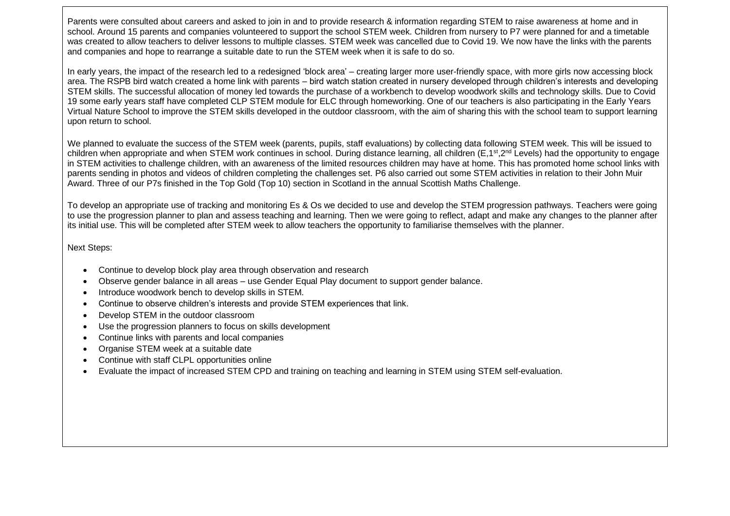Parents were consulted about careers and asked to join in and to provide research & information regarding STEM to raise awareness at home and in school. Around 15 parents and companies volunteered to support the school STEM week. Children from nursery to P7 were planned for and a timetable was created to allow teachers to deliver lessons to multiple classes. STEM week was cancelled due to Covid 19. We now have the links with the parents and companies and hope to rearrange a suitable date to run the STEM week when it is safe to do so.

In early years, the impact of the research led to a redesigned 'block area' – creating larger more user-friendly space, with more girls now accessing block area. The RSPB bird watch created a home link with parents – bird watch station created in nursery developed through children's interests and developing STEM skills. The successful allocation of money led towards the purchase of a workbench to develop woodwork skills and technology skills. Due to Covid 19 some early years staff have completed CLP STEM module for ELC through homeworking. One of our teachers is also participating in the Early Years Virtual Nature School to improve the STEM skills developed in the outdoor classroom, with the aim of sharing this with the school team to support learning upon return to school.

We planned to evaluate the success of the STEM week (parents, pupils, staff evaluations) by collecting data following STEM week. This will be issued to children when appropriate and when STEM work continues in school. During distance learning, all children (E,1st,2nd Levels) had the opportunity to engage in STEM activities to challenge children, with an awareness of the limited resources children may have at home. This has promoted home school links with parents sending in photos and videos of children completing the challenges set. P6 also carried out some STEM activities in relation to their John Muir Award. Three of our P7s finished in the Top Gold (Top 10) section in Scotland in the annual Scottish Maths Challenge.

To develop an appropriate use of tracking and monitoring Es & Os we decided to use and develop the STEM progression pathways. Teachers were going to use the progression planner to plan and assess teaching and learning. Then we were going to reflect, adapt and make any changes to the planner after its initial use. This will be completed after STEM week to allow teachers the opportunity to familiarise themselves with the planner.

Next Steps:

- Continue to develop block play area through observation and research
- Observe gender balance in all areas – use Gender Equal Play document to support gender balance.
- Introduce woodwork bench to develop skills in STEM.
- Continue to observe children's interests and provide STEM experiences that link.
- Develop STEM in the outdoor classroom
- Use the progression planners to focus on skills development
- Continue links with parents and local companies
- Organise STEM week at a suitable date
- Continue with staff CLPL opportunities online
- Evaluate the impact of increased STEM CPD and training on teaching and learning in STEM using STEM self-evaluation.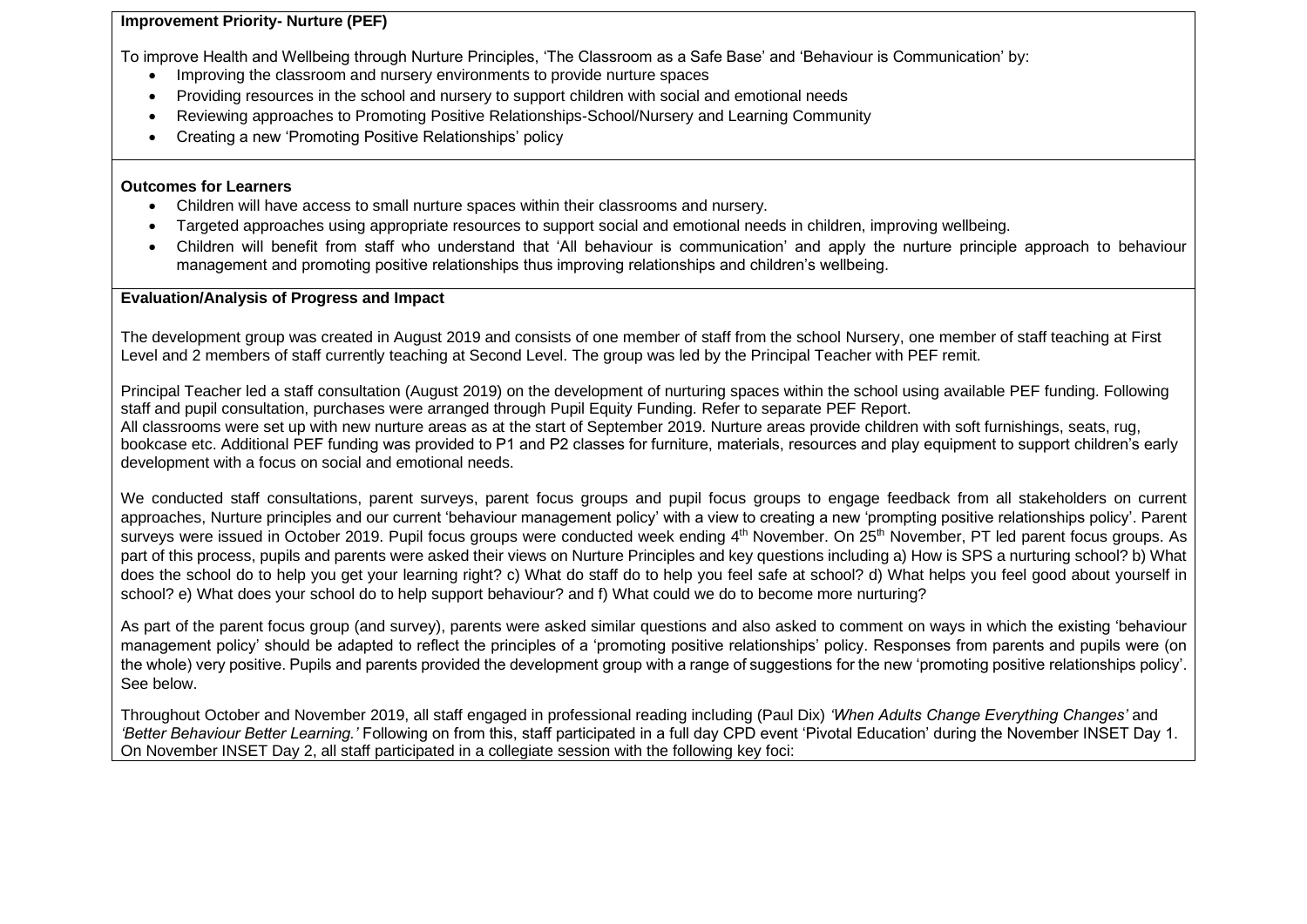**Improvement Priority- Nurture (PEF)**

To improve Health and Wellbeing through Nurture Principles, 'The Classroom as a Safe Base' and 'Behaviour is Communication' by:

- Improving the classroom and nursery environments to provide nurture spaces
- Providing resources in the school and nursery to support children with social and emotional needs
- Reviewing approaches to Promoting Positive Relationships-School/Nursery and Learning Community
- Creating a new 'Promoting Positive Relationships' policy

**Outcomes for Learners**

- Children will have access to small nurture spaces within their classrooms and nursery.
- Targeted approaches using appropriate resources to support social and emotional needs in children, improving wellbeing.
- Children will benefit from staff who understand that 'All behaviour is communication' and apply the nurture principle approach to behaviour management and promoting positive relationships thus improving relationships and children's wellbeing.

**Evaluation/Analysis of Progress and Impact**

The development group was created in August 2019 and consists of one member of staff from the school Nursery, one member of staff teaching at First Level and 2 members of staff currently teaching at Second Level. The group was led by the Principal Teacher with PEF remit.

Principal Teacher led a staff consultation (August 2019) on the development of nurturing spaces within the school using available PEF funding. Following staff and pupil consultation, purchases were arranged through Pupil Equity Funding. Refer to separate PEF Report.
All classrooms were set up with new nurture areas as at the start of September 2019. Nurture areas provide children with soft furnishings, seats, rug, bookcase etc. Additional PEF funding was provided to P1 and P2 classes for furniture, materials, resources and play equipment to support children's early development with a focus on social and emotional needs.

We conducted staff consultations, parent surveys, parent focus groups and pupil focus groups to engage feedback from all stakeholders on current approaches, Nurture principles and our current 'behaviour management policy' with a view to creating a new 'prompting positive relationships policy'. Parent surveys were issued in October 2019. Pupil focus groups were conducted week ending 4th November. On 25th November, PT led parent focus groups. As part of this process, pupils and parents were asked their views on Nurture Principles and key questions including a) How is SPS a nurturing school? b) What does the school do to help you get your learning right? c) What do staff do to help you feel safe at school? d) What helps you feel good about yourself in school? e) What does your school do to help support behaviour? and f) What could we do to become more nurturing?

As part of the parent focus group (and survey), parents were asked similar questions and also asked to comment on ways in which the existing 'behaviour management policy' should be adapted to reflect the principles of a 'promoting positive relationships' policy. Responses from parents and pupils were (on the whole) very positive. Pupils and parents provided the development group with a range of suggestions for the new 'promoting positive relationships policy'. See below.

Throughout October and November 2019, all staff engaged in professional reading including (Paul Dix) *'When Adults Change Everything Changes'* and *'Better Behaviour Better Learning.'* Following on from this, staff participated in a full day CPD event 'Pivotal Education' during the November INSET Day 1. On November INSET Day 2, all staff participated in a collegiate session with the following key foci: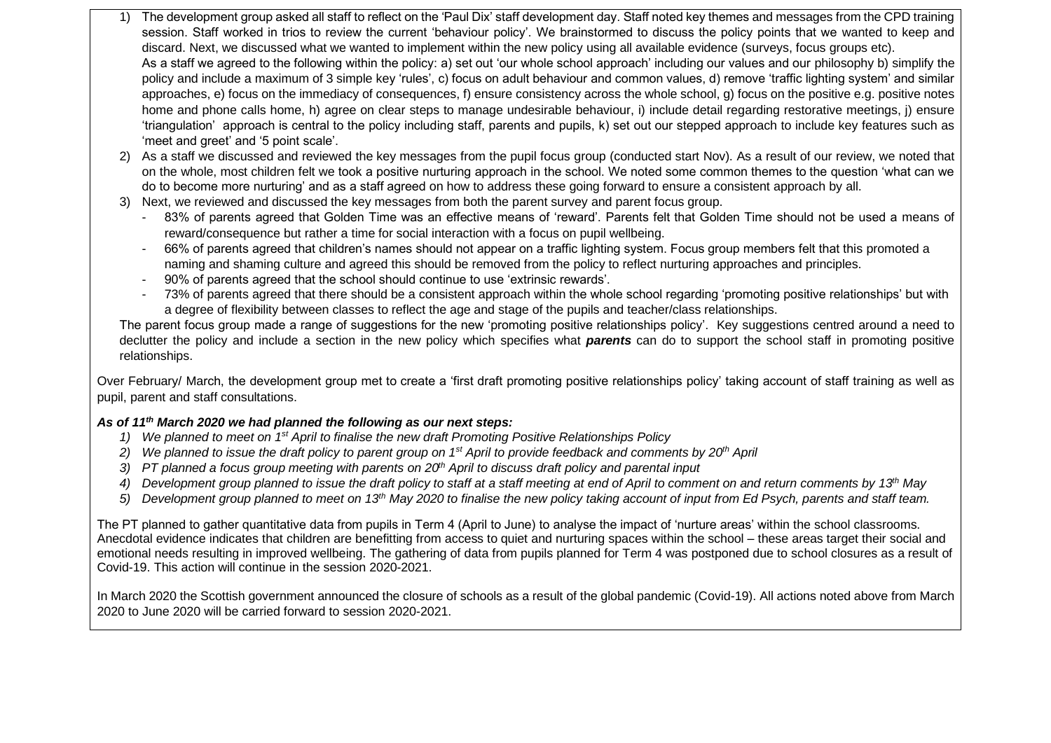1) The development group asked all staff to reflect on the 'Paul Dix' staff development day. Staff noted key themes and messages from the CPD training session. Staff worked in trios to review the current 'behaviour policy'. We brainstormed to discuss the policy points that we wanted to keep and discard. Next, we discussed what we wanted to implement within the new policy using all available evidence (surveys, focus groups etc).
   As a staff we agreed to the following within the policy: a) set out 'our whole school approach' including our values and our philosophy b) simplify the policy and include a maximum of 3 simple key 'rules', c) focus on adult behaviour and common values, d) remove 'traffic lighting system' and similar approaches, e) focus on the immediacy of consequences, f) ensure consistency across the whole school, g) focus on the positive e.g. positive notes home and phone calls home, h) agree on clear steps to manage undesirable behaviour, i) include detail regarding restorative meetings, j) ensure 'triangulation' approach is central to the policy including staff, parents and pupils, k) set out our stepped approach to include key features such as 'meet and greet' and '5 point scale'.
2) As a staff we discussed and reviewed the key messages from the pupil focus group (conducted start Nov). As a result of our review, we noted that on the whole, most children felt we took a positive nurturing approach in the school. We noted some common themes to the question 'what can we do to become more nurturing' and as a staff agreed on how to address these going forward to ensure a consistent approach by all.
3) Next, we reviewed and discussed the key messages from both the parent survey and parent focus group.
   - 83% of parents agreed that Golden Time was an effective means of 'reward'. Parents felt that Golden Time should not be used a means of reward/consequence but rather a time for social interaction with a focus on pupil wellbeing.
   - 66% of parents agreed that children's names should not appear on a traffic lighting system. Focus group members felt that this promoted a naming and shaming culture and agreed this should be removed from the policy to reflect nurturing approaches and principles.
   - 90% of parents agreed that the school should continue to use 'extrinsic rewards'.
   - 73% of parents agreed that there should be a consistent approach within the whole school regarding 'promoting positive relationships' but with a degree of flexibility between classes to reflect the age and stage of the pupils and teacher/class relationships.

   The parent focus group made a range of suggestions for the new 'promoting positive relationships policy'. Key suggestions centred around a need to declutter the policy and include a section in the new policy which specifies what ***parents*** can do to support the school staff in promoting positive relationships.

Over February/ March, the development group met to create a 'first draft promoting positive relationships policy' taking account of staff training as well as pupil, parent and staff consultations.

***As of 11th March 2020 we had planned the following as our next steps:***

1) *We planned to meet on 1st April to finalise the new draft Promoting Positive Relationships Policy*
2) *We planned to issue the draft policy to parent group on 1st April to provide feedback and comments by 20th April*
3) *PT planned a focus group meeting with parents on 20th April to discuss draft policy and parental input*
4) *Development group planned to issue the draft policy to staff at a staff meeting at end of April to comment on and return comments by 13th May*
5) *Development group planned to meet on 13th May 2020 to finalise the new policy taking account of input from Ed Psych, parents and staff team.*

The PT planned to gather quantitative data from pupils in Term 4 (April to June) to analyse the impact of 'nurture areas' within the school classrooms. Anecdotal evidence indicates that children are benefitting from access to quiet and nurturing spaces within the school – these areas target their social and emotional needs resulting in improved wellbeing. The gathering of data from pupils planned for Term 4 was postponed due to school closures as a result of Covid-19. This action will continue in the session 2020-2021.

In March 2020 the Scottish government announced the closure of schools as a result of the global pandemic (Covid-19). All actions noted above from March 2020 to June 2020 will be carried forward to session 2020-2021.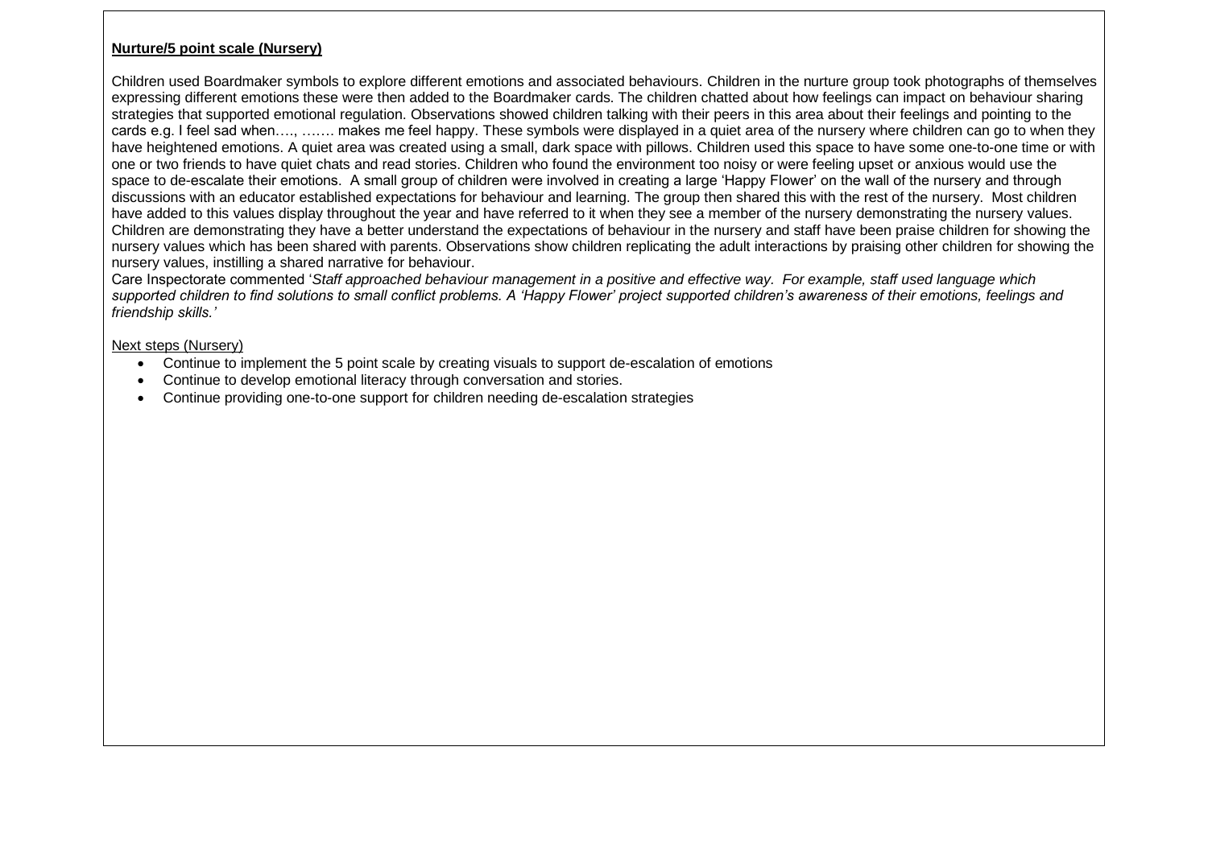**Nurture/5 point scale (Nursery)**

Children used Boardmaker symbols to explore different emotions and associated behaviours. Children in the nurture group took photographs of themselves expressing different emotions these were then added to the Boardmaker cards. The children chatted about how feelings can impact on behaviour sharing strategies that supported emotional regulation. Observations showed children talking with their peers in this area about their feelings and pointing to the cards e.g. I feel sad when…., ……. makes me feel happy. These symbols were displayed in a quiet area of the nursery where children can go to when they have heightened emotions. A quiet area was created using a small, dark space with pillows. Children used this space to have some one-to-one time or with one or two friends to have quiet chats and read stories. Children who found the environment too noisy or were feeling upset or anxious would use the space to de-escalate their emotions. A small group of children were involved in creating a large 'Happy Flower' on the wall of the nursery and through discussions with an educator established expectations for behaviour and learning. The group then shared this with the rest of the nursery. Most children have added to this values display throughout the year and have referred to it when they see a member of the nursery demonstrating the nursery values. Children are demonstrating they have a better understand the expectations of behaviour in the nursery and staff have been praise children for showing the nursery values which has been shared with parents. Observations show children replicating the adult interactions by praising other children for showing the nursery values, instilling a shared narrative for behaviour.
Care Inspectorate commented '*Staff approached behaviour management in a positive and effective way. For example, staff used language which supported children to find solutions to small conflict problems. A 'Happy Flower' project supported children's awareness of their emotions, feelings and friendship skills.'*

Next steps (Nursery)

- Continue to implement the 5 point scale by creating visuals to support de-escalation of emotions
- Continue to develop emotional literacy through conversation and stories.
- Continue providing one-to-one support for children needing de-escalation strategies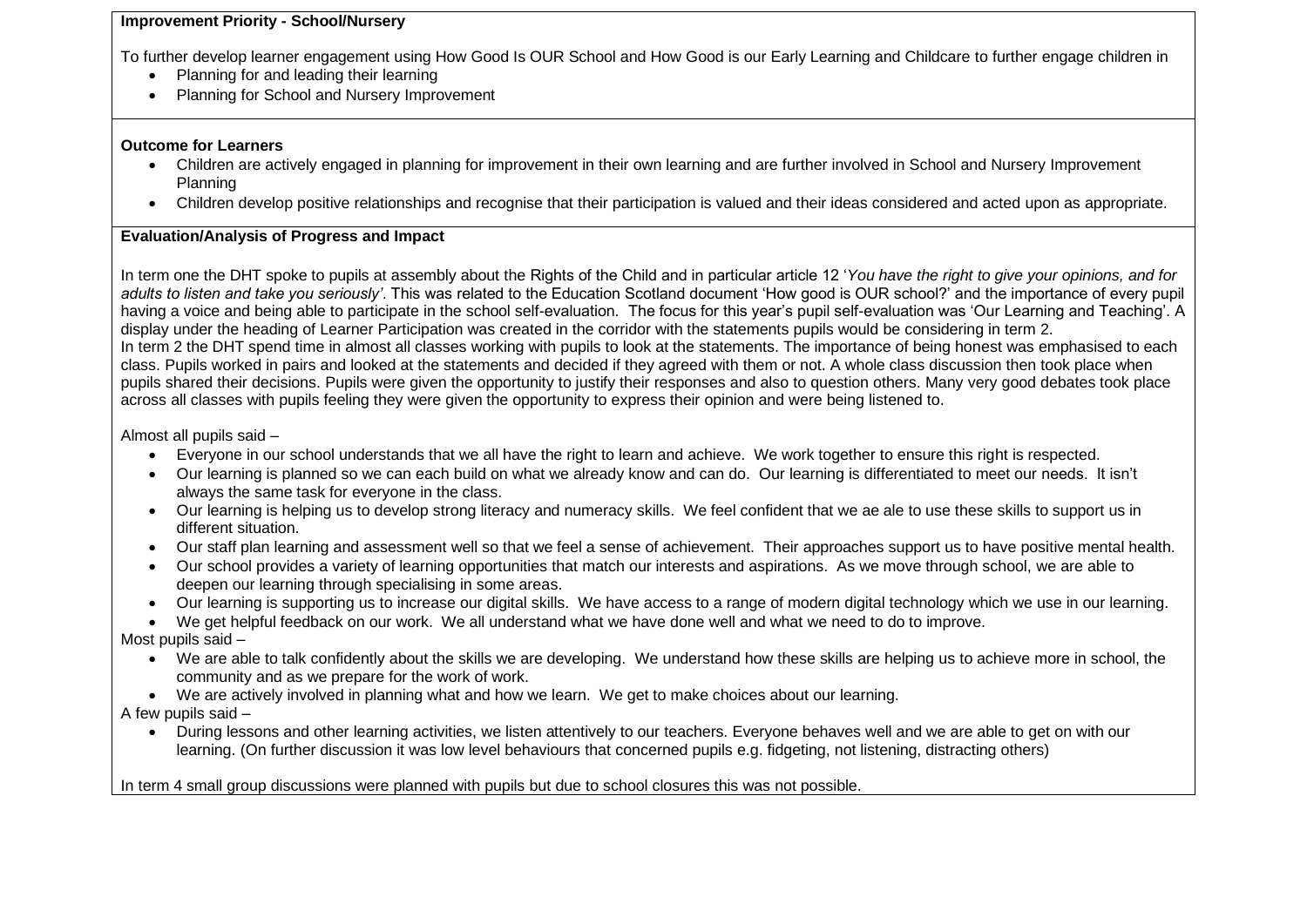**Improvement Priority - School/Nursery**

To further develop learner engagement using How Good Is OUR School and How Good is our Early Learning and Childcare to further engage children in

- Planning for and leading their learning
- Planning for School and Nursery Improvement

**Outcome for Learners**

- Children are actively engaged in planning for improvement in their own learning and are further involved in School and Nursery Improvement Planning
- Children develop positive relationships and recognise that their participation is valued and their ideas considered and acted upon as appropriate.

**Evaluation/Analysis of Progress and Impact**

In term one the DHT spoke to pupils at assembly about the Rights of the Child and in particular article 12 '*You have the right to give your opinions, and for adults to listen and take you seriously'*. This was related to the Education Scotland document 'How good is OUR school?' and the importance of every pupil having a voice and being able to participate in the school self-evaluation. The focus for this year's pupil self-evaluation was 'Our Learning and Teaching'. A display under the heading of Learner Participation was created in the corridor with the statements pupils would be considering in term 2.
In term 2 the DHT spend time in almost all classes working with pupils to look at the statements. The importance of being honest was emphasised to each class. Pupils worked in pairs and looked at the statements and decided if they agreed with them or not. A whole class discussion then took place when pupils shared their decisions. Pupils were given the opportunity to justify their responses and also to question others. Many very good debates took place across all classes with pupils feeling they were given the opportunity to express their opinion and were being listened to.

Almost all pupils said –

- Everyone in our school understands that we all have the right to learn and achieve. We work together to ensure this right is respected.
- Our learning is planned so we can each build on what we already know and can do. Our learning is differentiated to meet our needs. It isn't always the same task for everyone in the class.
- Our learning is helping us to develop strong literacy and numeracy skills. We feel confident that we ae ale to use these skills to support us in different situation.
- Our staff plan learning and assessment well so that we feel a sense of achievement. Their approaches support us to have positive mental health.
- Our school provides a variety of learning opportunities that match our interests and aspirations. As we move through school, we are able to deepen our learning through specialising in some areas.
- Our learning is supporting us to increase our digital skills. We have access to a range of modern digital technology which we use in our learning.
- We get helpful feedback on our work. We all understand what we have done well and what we need to do to improve.

Most pupils said –

- We are able to talk confidently about the skills we are developing. We understand how these skills are helping us to achieve more in school, the community and as we prepare for the work of work.
- We are actively involved in planning what and how we learn. We get to make choices about our learning.

A few pupils said –

- During lessons and other learning activities, we listen attentively to our teachers. Everyone behaves well and we are able to get on with our learning. (On further discussion it was low level behaviours that concerned pupils e.g. fidgeting, not listening, distracting others)

In term 4 small group discussions were planned with pupils but due to school closures this was not possible.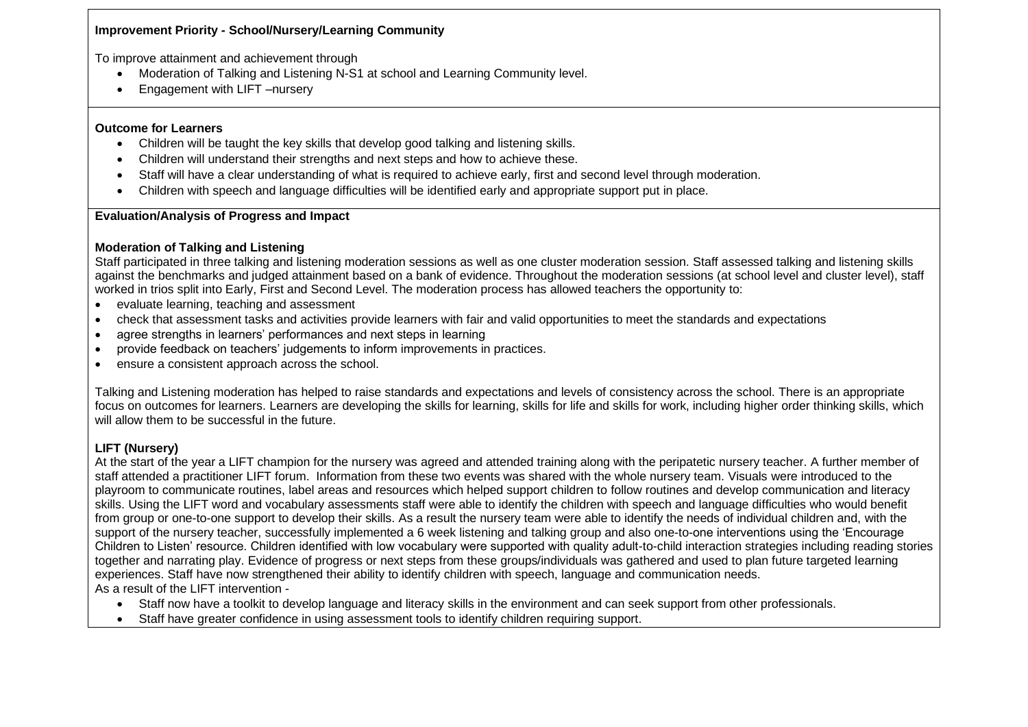**Improvement Priority - School/Nursery/Learning Community**

To improve attainment and achievement through

- Moderation of Talking and Listening N-S1 at school and Learning Community level.
- Engagement with LIFT –nursery

**Outcome for Learners**

- Children will be taught the key skills that develop good talking and listening skills.
- Children will understand their strengths and next steps and how to achieve these.
- Staff will have a clear understanding of what is required to achieve early, first and second level through moderation.
- Children with speech and language difficulties will be identified early and appropriate support put in place.

**Evaluation/Analysis of Progress and Impact**

**Moderation of Talking and Listening**

Staff participated in three talking and listening moderation sessions as well as one cluster moderation session. Staff assessed talking and listening skills against the benchmarks and judged attainment based on a bank of evidence. Throughout the moderation sessions (at school level and cluster level), staff worked in trios split into Early, First and Second Level. The moderation process has allowed teachers the opportunity to:

- evaluate learning, teaching and assessment
- check that assessment tasks and activities provide learners with fair and valid opportunities to meet the standards and expectations
- agree strengths in learners' performances and next steps in learning
- provide feedback on teachers' judgements to inform improvements in practices.
- ensure a consistent approach across the school.

Talking and Listening moderation has helped to raise standards and expectations and levels of consistency across the school. There is an appropriate focus on outcomes for learners. Learners are developing the skills for learning, skills for life and skills for work, including higher order thinking skills, which will allow them to be successful in the future.

**LIFT (Nursery)**

At the start of the year a LIFT champion for the nursery was agreed and attended training along with the peripatetic nursery teacher. A further member of staff attended a practitioner LIFT forum. Information from these two events was shared with the whole nursery team. Visuals were introduced to the playroom to communicate routines, label areas and resources which helped support children to follow routines and develop communication and literacy skills. Using the LIFT word and vocabulary assessments staff were able to identify the children with speech and language difficulties who would benefit from group or one-to-one support to develop their skills. As a result the nursery team were able to identify the needs of individual children and, with the support of the nursery teacher, successfully implemented a 6 week listening and talking group and also one-to-one interventions using the 'Encourage Children to Listen' resource. Children identified with low vocabulary were supported with quality adult-to-child interaction strategies including reading stories together and narrating play. Evidence of progress or next steps from these groups/individuals was gathered and used to plan future targeted learning experiences. Staff have now strengthened their ability to identify children with speech, language and communication needs.

As a result of the LIFT intervention -

- Staff now have a toolkit to develop language and literacy skills in the environment and can seek support from other professionals.
- Staff have greater confidence in using assessment tools to identify children requiring support.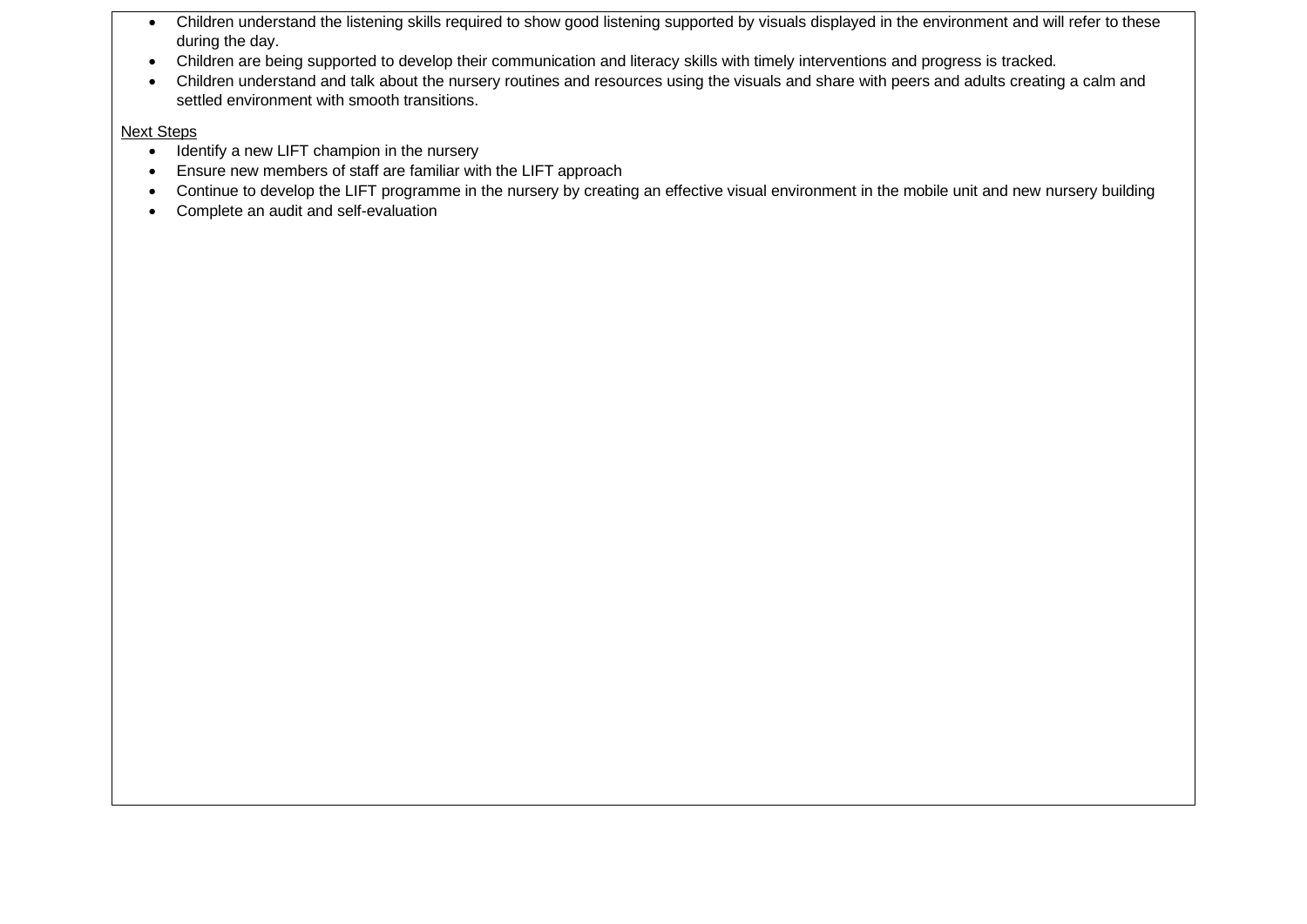- Children understand the listening skills required to show good listening supported by visuals displayed in the environment and will refer to these during the day.
- Children are being supported to develop their communication and literacy skills with timely interventions and progress is tracked.
- Children understand and talk about the nursery routines and resources using the visuals and share with peers and adults creating a calm and settled environment with smooth transitions.

<u>Next Steps</u>

- Identify a new LIFT champion in the nursery
- Ensure new members of staff are familiar with the LIFT approach
- Continue to develop the LIFT programme in the nursery by creating an effective visual environment in the mobile unit and new nursery building
- Complete an audit and self-evaluation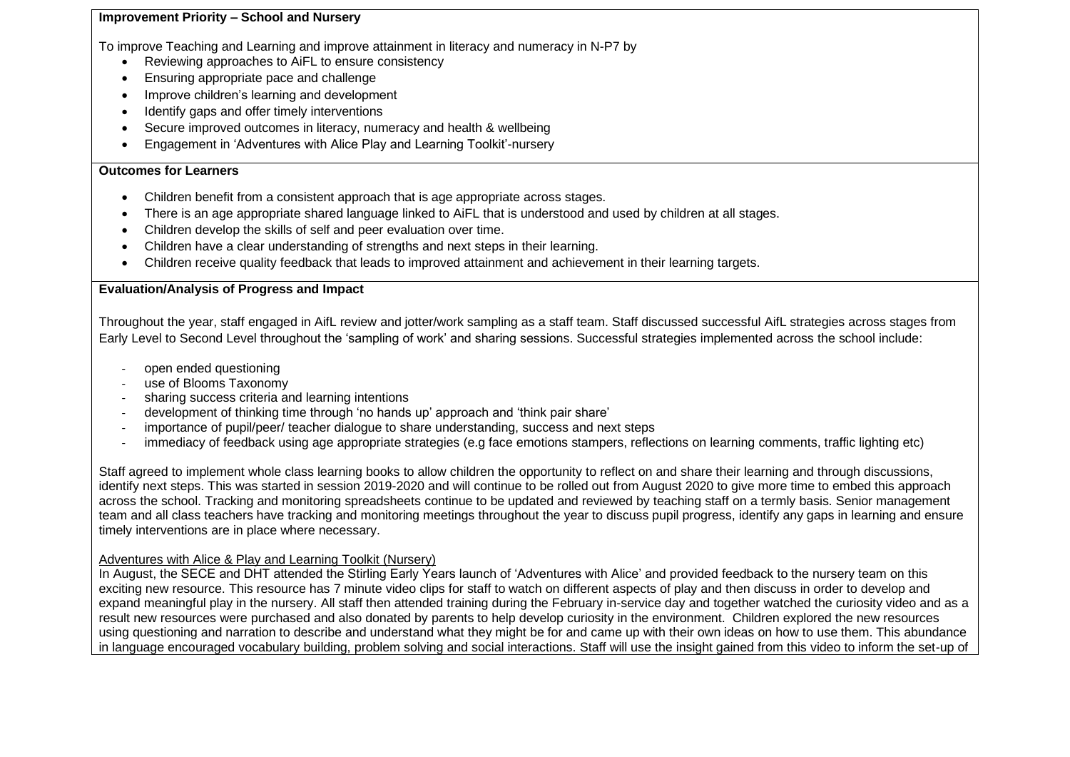**Improvement Priority – School and Nursery**

To improve Teaching and Learning and improve attainment in literacy and numeracy in N-P7 by

- Reviewing approaches to AiFL to ensure consistency
- Ensuring appropriate pace and challenge
- Improve children's learning and development
- Identify gaps and offer timely interventions
- Secure improved outcomes in literacy, numeracy and health & wellbeing
- Engagement in 'Adventures with Alice Play and Learning Toolkit'-nursery

**Outcomes for Learners**

- Children benefit from a consistent approach that is age appropriate across stages.
- There is an age appropriate shared language linked to AiFL that is understood and used by children at all stages.
- Children develop the skills of self and peer evaluation over time.
- Children have a clear understanding of strengths and next steps in their learning.
- Children receive quality feedback that leads to improved attainment and achievement in their learning targets.

**Evaluation/Analysis of Progress and Impact**

Throughout the year, staff engaged in AifL review and jotter/work sampling as a staff team. Staff discussed successful AifL strategies across stages from Early Level to Second Level throughout the 'sampling of work' and sharing sessions. Successful strategies implemented across the school include:

- open ended questioning
- use of Blooms Taxonomy
- sharing success criteria and learning intentions
- development of thinking time through 'no hands up' approach and 'think pair share'
- importance of pupil/peer/ teacher dialogue to share understanding, success and next steps
- immediacy of feedback using age appropriate strategies (e.g face emotions stampers, reflections on learning comments, traffic lighting etc)

Staff agreed to implement whole class learning books to allow children the opportunity to reflect on and share their learning and through discussions, identify next steps. This was started in session 2019-2020 and will continue to be rolled out from August 2020 to give more time to embed this approach across the school. Tracking and monitoring spreadsheets continue to be updated and reviewed by teaching staff on a termly basis. Senior management team and all class teachers have tracking and monitoring meetings throughout the year to discuss pupil progress, identify any gaps in learning and ensure timely interventions are in place where necessary.

Adventures with Alice & Play and Learning Toolkit (Nursery)

In August, the SECE and DHT attended the Stirling Early Years launch of 'Adventures with Alice' and provided feedback to the nursery team on this exciting new resource. This resource has 7 minute video clips for staff to watch on different aspects of play and then discuss in order to develop and expand meaningful play in the nursery. All staff then attended training during the February in-service day and together watched the curiosity video and as a result new resources were purchased and also donated by parents to help develop curiosity in the environment. Children explored the new resources using questioning and narration to describe and understand what they might be for and came up with their own ideas on how to use them. This abundance in language encouraged vocabulary building, problem solving and social interactions. Staff will use the insight gained from this video to inform the set-up of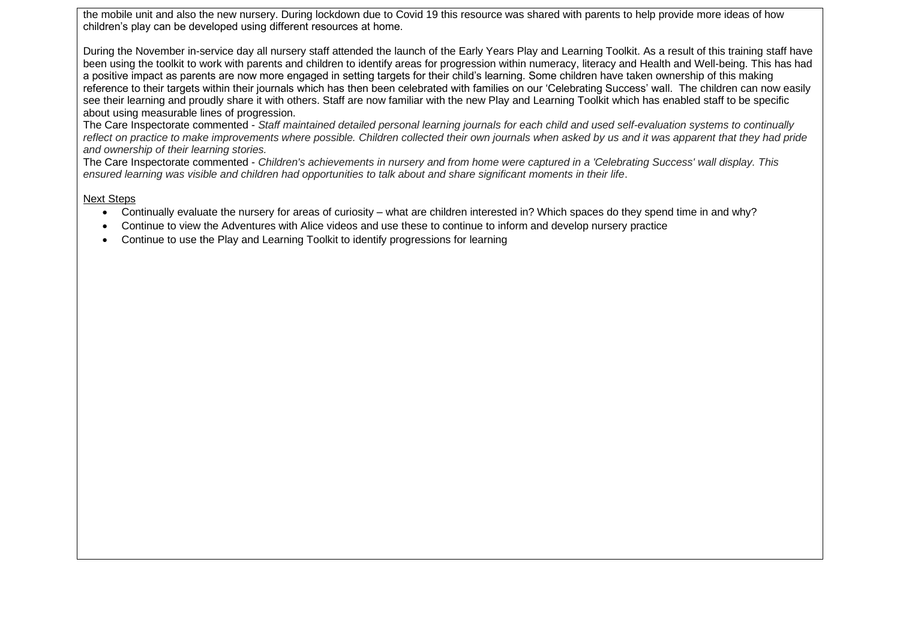the mobile unit and also the new nursery. During lockdown due to Covid 19 this resource was shared with parents to help provide more ideas of how children's play can be developed using different resources at home.

During the November in-service day all nursery staff attended the launch of the Early Years Play and Learning Toolkit. As a result of this training staff have been using the toolkit to work with parents and children to identify areas for progression within numeracy, literacy and Health and Well-being. This has had a positive impact as parents are now more engaged in setting targets for their child's learning. Some children have taken ownership of this making reference to their targets within their journals which has then been celebrated with families on our 'Celebrating Success' wall. The children can now easily see their learning and proudly share it with others. Staff are now familiar with the new Play and Learning Toolkit which has enabled staff to be specific about using measurable lines of progression.
The Care Inspectorate commented - *Staff maintained detailed personal learning journals for each child and used self-evaluation systems to continually reflect on practice to make improvements where possible. Children collected their own journals when asked by us and it was apparent that they had pride and ownership of their learning stories.*
The Care Inspectorate commented - *Children's achievements in nursery and from home were captured in a 'Celebrating Success' wall display. This ensured learning was visible and children had opportunities to talk about and share significant moments in their life*.

<u>Next Steps</u>

- Continually evaluate the nursery for areas of curiosity – what are children interested in? Which spaces do they spend time in and why?
- Continue to view the Adventures with Alice videos and use these to continue to inform and develop nursery practice
- Continue to use the Play and Learning Toolkit to identify progressions for learning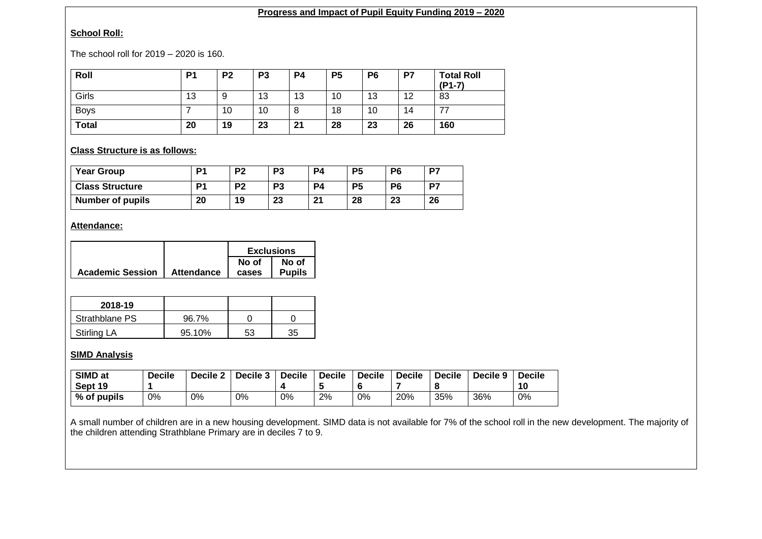## Progress and Impact of Pupil Equity Funding 2019 – 2020

**School Roll:**

The school roll for 2019 – 2020 is 160.

| Roll | P1 | P2 | P3 | P4 | P5 | P6 | P7 | Total Roll (P1-7) |
|---|---|---|---|---|---|---|---|---|
| Girls | 13 | 9 | 13 | 13 | 10 | 13 | 12 | 83 |
| Boys | 7 | 10 | 10 | 8 | 18 | 10 | 14 | 77 |
| **Total** | **20** | **19** | **23** | **21** | **28** | **23** | **26** | **160** |

**Class Structure is as follows:**

| Year Group | P1 | P2 | P3 | P4 | P5 | P6 | P7 |
|---|---|---|---|---|---|---|---|
| **Class Structure** | **P1** | **P2** | **P3** | **P4** | **P5** | **P6** | **P7** |
| **Number of pupils** | **20** | **19** | **23** | **21** | **28** | **23** | **26** |

**Attendance:**

| | | Exclusions | |
|---|---|---|---|
| **Academic Session** | **Attendance** | **No of cases** | **No of Pupils** |
| **2018-19** | | | |
| Strathblane PS | 96.7% | 0 | 0 |
| Stirling LA | 95.10% | 53 | 35 |

**SIMD Analysis**

| SIMD at Sept 19 | Decile 1 | Decile 2 | Decile 3 | Decile 4 | Decile 5 | Decile 6 | Decile 7 | Decile 8 | Decile 9 | Decile 10 |
|---|---|---|---|---|---|---|---|---|---|---|
| **% of pupils** | 0% | 0% | 0% | 0% | 2% | 0% | 20% | 35% | 36% | 0% |

A small number of children are in a new housing development. SIMD data is not available for 7% of the school roll in the new development. The majority of the children attending Strathblane Primary are in deciles 7 to 9.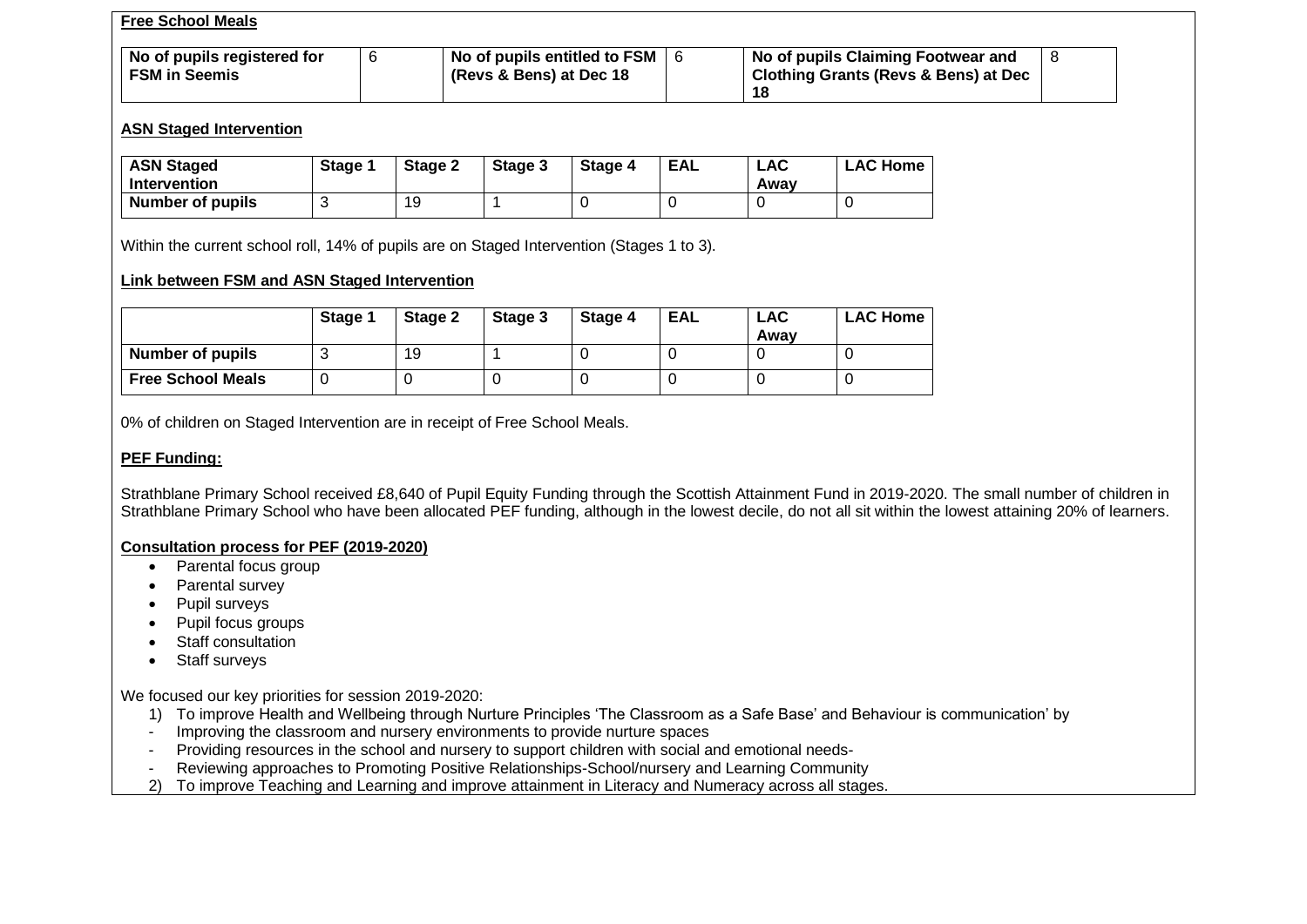**Free School Meals**

| No of pupils registered for FSM in Seemis | 6 | No of pupils entitled to FSM (Revs & Bens) at Dec 18 | 6 | No of pupils Claiming Footwear and Clothing Grants (Revs & Bens) at Dec 18 | 8 |
|---|---|---|---|---|---|

**ASN Staged Intervention**

| ASN Staged Intervention | Stage 1 | Stage 2 | Stage 3 | Stage 4 | EAL | LAC Away | LAC Home |
|---|---|---|---|---|---|---|---|
| Number of pupils | 3 | 19 | 1 | 0 | 0 | 0 | 0 |

Within the current school roll, 14% of pupils are on Staged Intervention (Stages 1 to 3).

**Link between FSM and ASN Staged Intervention**

| | Stage 1 | Stage 2 | Stage 3 | Stage 4 | EAL | LAC Away | LAC Home |
|---|---|---|---|---|---|---|---|
| Number of pupils | 3 | 19 | 1 | 0 | 0 | 0 | 0 |
| Free School Meals | 0 | 0 | 0 | 0 | 0 | 0 | 0 |

0% of children on Staged Intervention are in receipt of Free School Meals.

**PEF Funding:**

Strathblane Primary School received £8,640 of Pupil Equity Funding through the Scottish Attainment Fund in 2019-2020. The small number of children in Strathblane Primary School who have been allocated PEF funding, although in the lowest decile, do not all sit within the lowest attaining 20% of learners.

**Consultation process for PEF (2019-2020)**

- Parental focus group
- Parental survey
- Pupil surveys
- Pupil focus groups
- Staff consultation
- Staff surveys

We focused our key priorities for session 2019-2020:

1) To improve Health and Wellbeing through Nurture Principles 'The Classroom as a Safe Base' and Behaviour is communication' by
   - Improving the classroom and nursery environments to provide nurture spaces
   - Providing resources in the school and nursery to support children with social and emotional needs-
   - Reviewing approaches to Promoting Positive Relationships-School/nursery and Learning Community
2) To improve Teaching and Learning and improve attainment in Literacy and Numeracy across all stages.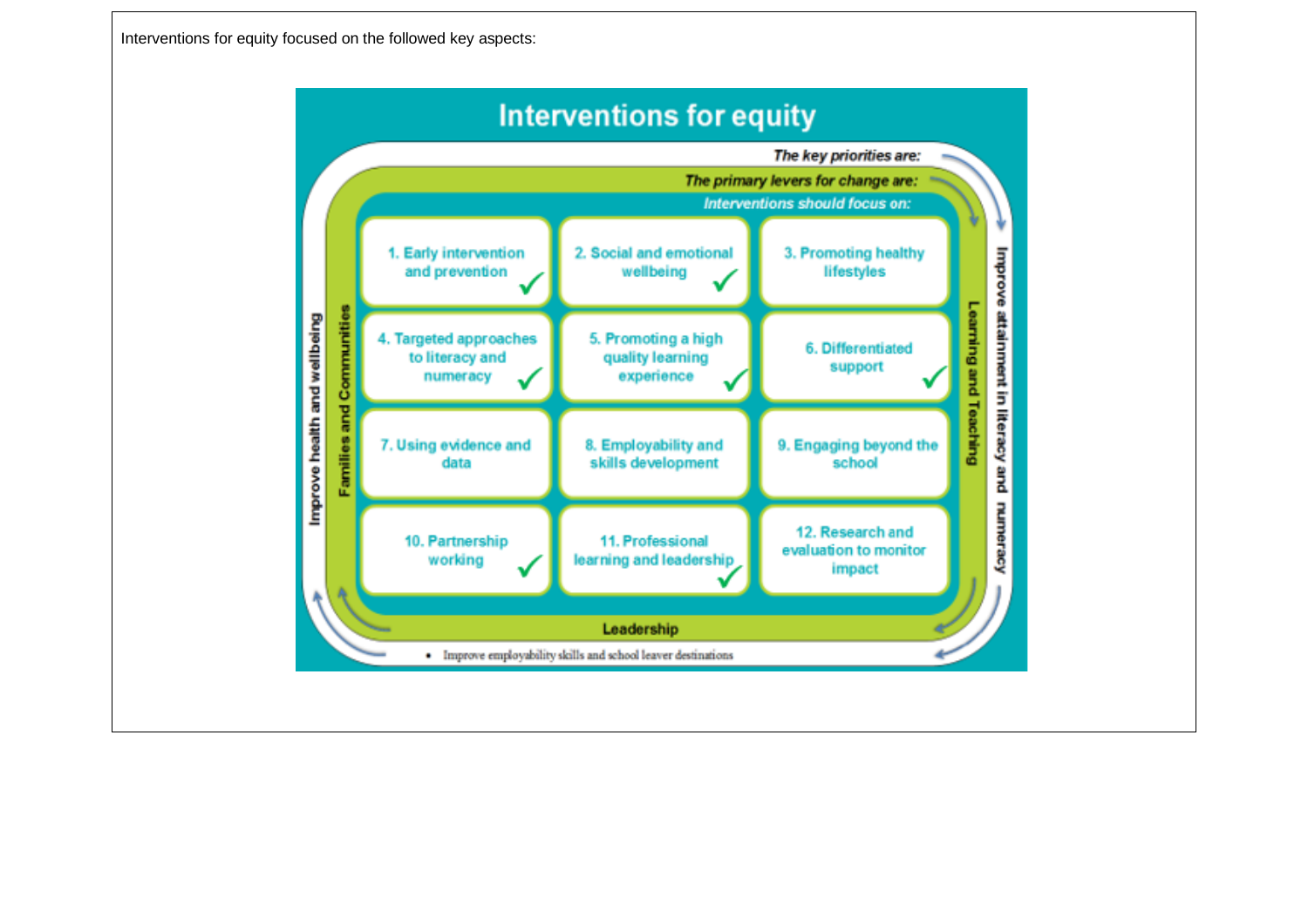Interventions for equity focused on the followed key aspects:

# Interventions for equity

*The key priorities are:*

*The primary levers for change are:*

*Interventions should focus on:*

| | | |
|---|---|---|
| 1. Early intervention and prevention ✓ | 2. Social and emotional wellbeing ✓ | 3. Promoting healthy lifestyles |
| 4. Targeted approaches to literacy and numeracy ✓ | 5. Promoting a high quality learning experience ✓ | 6. Differentiated support ✓ |
| 7. Using evidence and data | 8. Employability and skills development | 9. Engaging beyond the school |
| 10. Partnership working ✓ | 11. Professional learning and leadership ✓ | 12. Research and evaluation to monitor impact |

Primary levers for change: Families and Communities; Learning and Teaching; Leadership

Key priorities:

- Improve health and wellbeing
- Improve attainment in literacy and numeracy
- Improve employability skills and school leaver destinations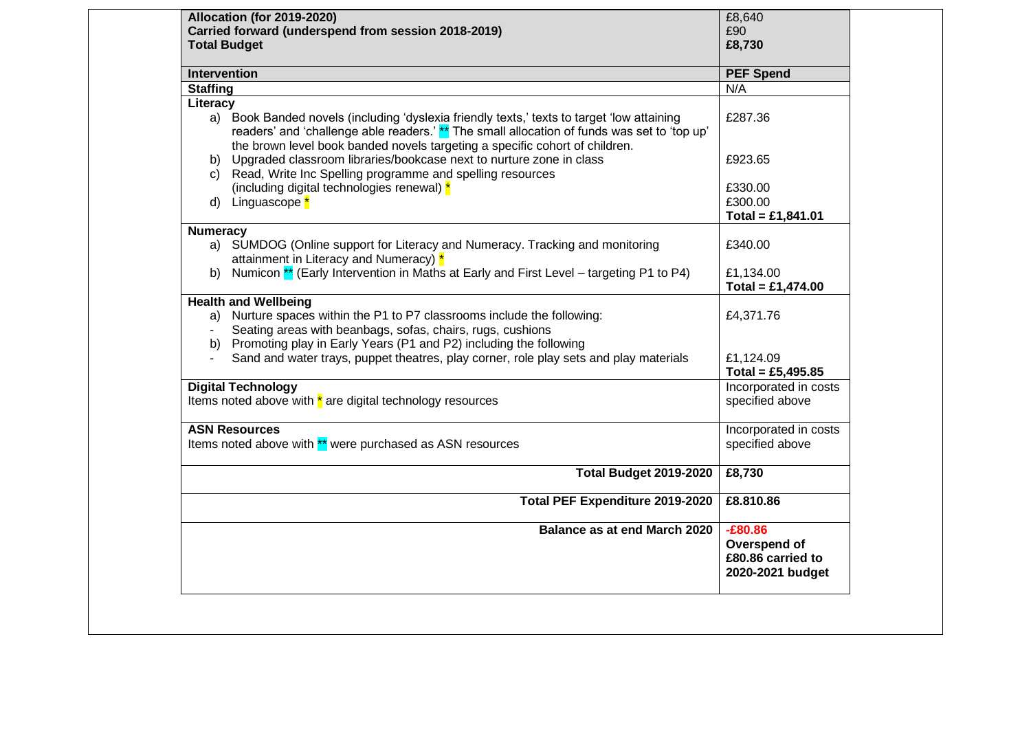| **Allocation (for 2019-2020)**<br>**Carried forward (underspend from session 2018-2019)**<br>**Total Budget** | £8,640<br>£90<br>**£8,730** |
|---|---|
| **Intervention** | **PEF Spend** |
| **Staffing** | N/A |
| **Literacy**<br>a) Book Banded novels (including 'dyslexia friendly texts,' texts to target 'low attaining readers' and 'challenge able readers.' ** The small allocation of funds was set to 'top up' the brown level book banded novels targeting a specific cohort of children.<br>b) Upgraded classroom libraries/bookcase next to nurture zone in class<br>c) Read, Write Inc Spelling programme and spelling resources (including digital technologies renewal) *<br>d) Linguascope * | £287.36<br><br>£923.65<br>£330.00<br>£300.00<br>**Total = £1,841.01** |
| **Numeracy**<br>a) SUMDOG (Online support for Literacy and Numeracy. Tracking and monitoring attainment in Literacy and Numeracy) *<br>b) Numicon ** (Early Intervention in Maths at Early and First Level – targeting P1 to P4) | £340.00<br><br>£1,134.00<br>**Total = £1,474.00** |
| **Health and Wellbeing**<br>a) Nurture spaces within the P1 to P7 classrooms include the following:<br>- Seating areas with beanbags, sofas, chairs, rugs, cushions<br>b) Promoting play in Early Years (P1 and P2) including the following<br>- Sand and water trays, puppet theatres, play corner, role play sets and play materials | £4,371.76<br><br><br>£1,124.09<br>**Total = £5,495.85** |
| **Digital Technology**<br>Items noted above with * are digital technology resources | Incorporated in costs specified above |
| **ASN Resources**<br>Items noted above with ** were purchased as ASN resources | Incorporated in costs specified above |
| **Total Budget 2019-2020** | **£8,730** |
| **Total PEF Expenditure 2019-2020** | **£8.810.86** |
| **Balance as at end March 2020** | **-£80.86**<br>**Overspend of £80.86 carried to 2020-2021 budget** |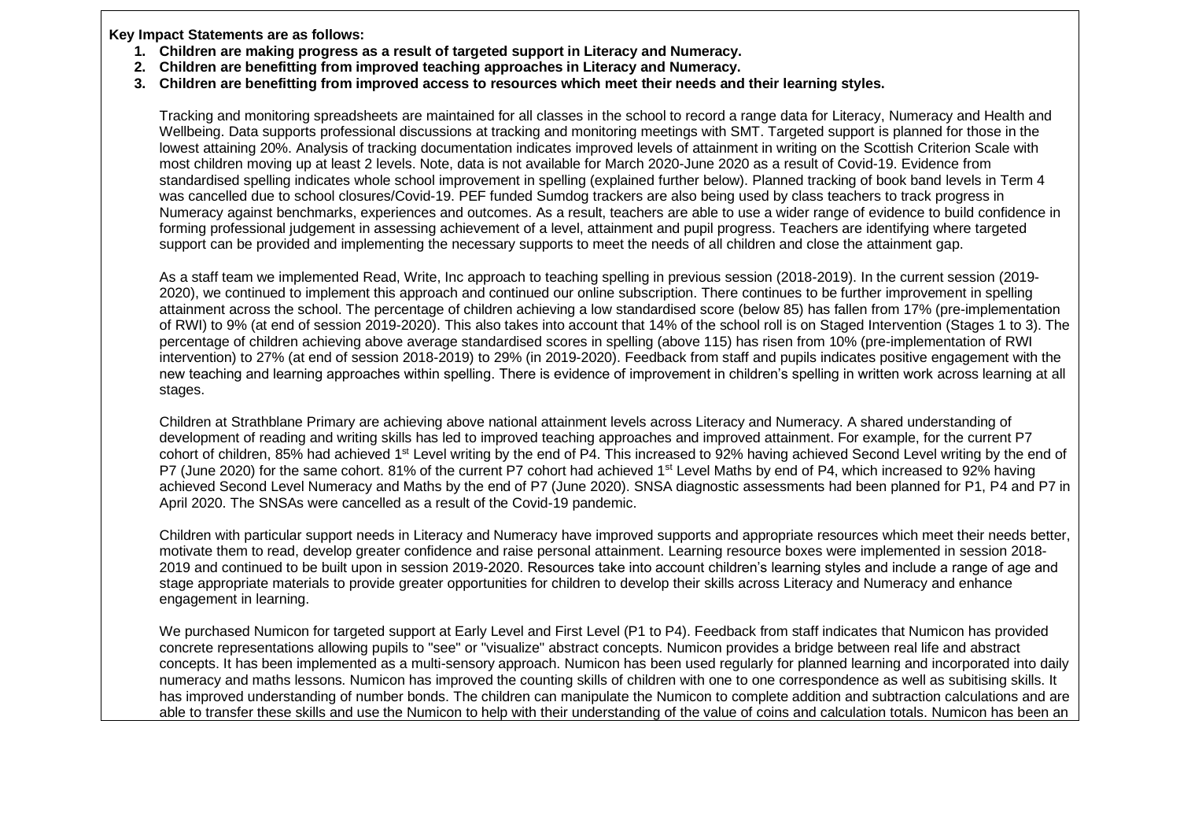**Key Impact Statements are as follows:**

1. **Children are making progress as a result of targeted support in Literacy and Numeracy.**
2. **Children are benefitting from improved teaching approaches in Literacy and Numeracy.**
3. **Children are benefitting from improved access to resources which meet their needs and their learning styles.**

Tracking and monitoring spreadsheets are maintained for all classes in the school to record a range data for Literacy, Numeracy and Health and Wellbeing. Data supports professional discussions at tracking and monitoring meetings with SMT. Targeted support is planned for those in the lowest attaining 20%. Analysis of tracking documentation indicates improved levels of attainment in writing on the Scottish Criterion Scale with most children moving up at least 2 levels. Note, data is not available for March 2020-June 2020 as a result of Covid-19. Evidence from standardised spelling indicates whole school improvement in spelling (explained further below). Planned tracking of book band levels in Term 4 was cancelled due to school closures/Covid-19. PEF funded Sumdog trackers are also being used by class teachers to track progress in Numeracy against benchmarks, experiences and outcomes. As a result, teachers are able to use a wider range of evidence to build confidence in forming professional judgement in assessing achievement of a level, attainment and pupil progress. Teachers are identifying where targeted support can be provided and implementing the necessary supports to meet the needs of all children and close the attainment gap.

As a staff team we implemented Read, Write, Inc approach to teaching spelling in previous session (2018-2019). In the current session (2019-2020), we continued to implement this approach and continued our online subscription. There continues to be further improvement in spelling attainment across the school. The percentage of children achieving a low standardised score (below 85) has fallen from 17% (pre-implementation of RWI) to 9% (at end of session 2019-2020). This also takes into account that 14% of the school roll is on Staged Intervention (Stages 1 to 3). The percentage of children achieving above average standardised scores in spelling (above 115) has risen from 10% (pre-implementation of RWI intervention) to 27% (at end of session 2018-2019) to 29% (in 2019-2020). Feedback from staff and pupils indicates positive engagement with the new teaching and learning approaches within spelling. There is evidence of improvement in children's spelling in written work across learning at all stages.

Children at Strathblane Primary are achieving above national attainment levels across Literacy and Numeracy. A shared understanding of development of reading and writing skills has led to improved teaching approaches and improved attainment. For example, for the current P7 cohort of children, 85% had achieved 1st Level writing by the end of P4. This increased to 92% having achieved Second Level writing by the end of P7 (June 2020) for the same cohort. 81% of the current P7 cohort had achieved 1st Level Maths by end of P4, which increased to 92% having achieved Second Level Numeracy and Maths by the end of P7 (June 2020). SNSA diagnostic assessments had been planned for P1, P4 and P7 in April 2020. The SNSAs were cancelled as a result of the Covid-19 pandemic.

Children with particular support needs in Literacy and Numeracy have improved supports and appropriate resources which meet their needs better, motivate them to read, develop greater confidence and raise personal attainment. Learning resource boxes were implemented in session 2018-2019 and continued to be built upon in session 2019-2020. Resources take into account children's learning styles and include a range of age and stage appropriate materials to provide greater opportunities for children to develop their skills across Literacy and Numeracy and enhance engagement in learning.

We purchased Numicon for targeted support at Early Level and First Level (P1 to P4). Feedback from staff indicates that Numicon has provided concrete representations allowing pupils to "see" or "visualize" abstract concepts. Numicon provides a bridge between real life and abstract concepts. It has been implemented as a multi-sensory approach. Numicon has been used regularly for planned learning and incorporated into daily numeracy and maths lessons. Numicon has improved the counting skills of children with one to one correspondence as well as subitising skills. It has improved understanding of number bonds. The children can manipulate the Numicon to complete addition and subtraction calculations and are able to transfer these skills and use the Numicon to help with their understanding of the value of coins and calculation totals. Numicon has been an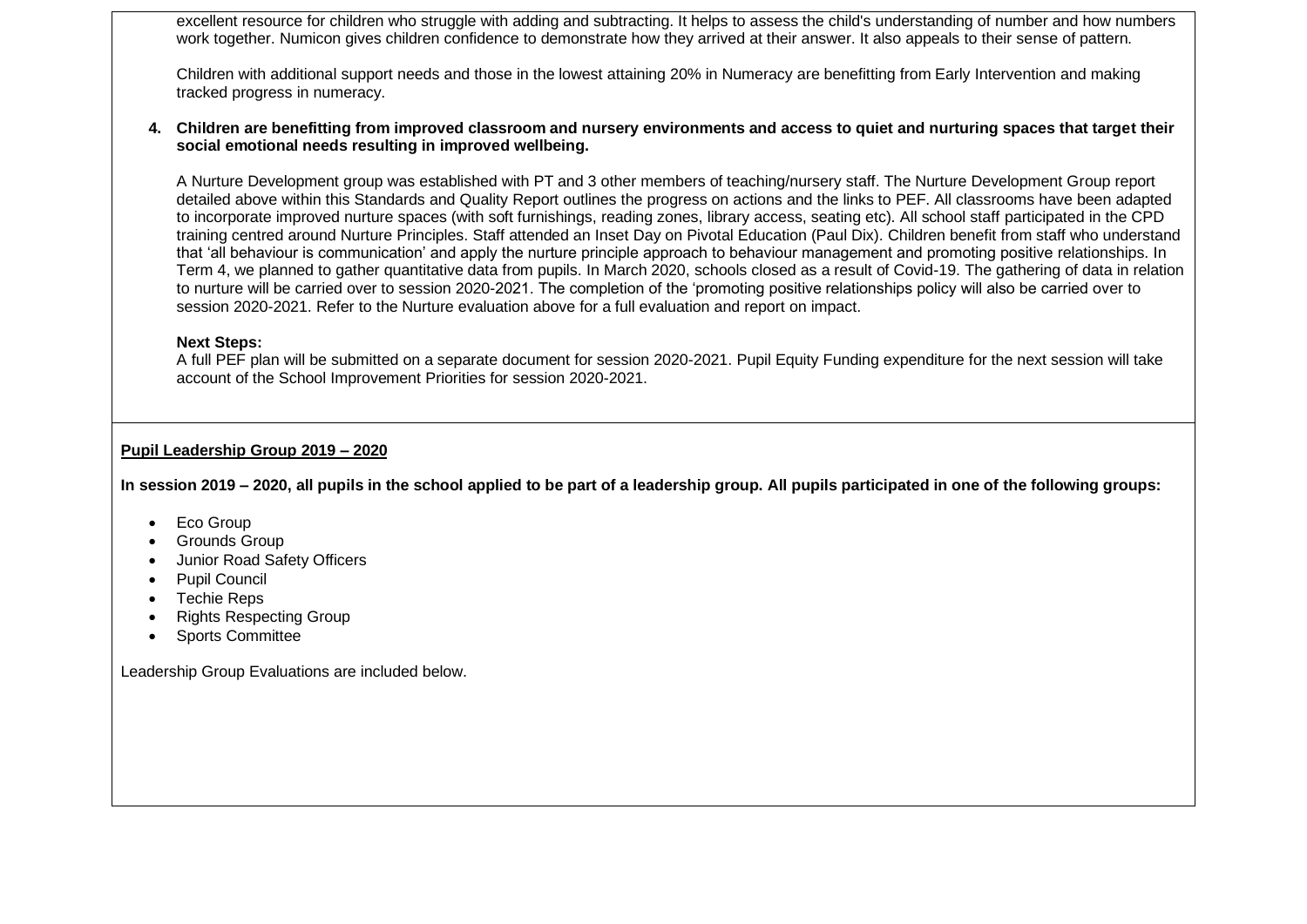excellent resource for children who struggle with adding and subtracting. It helps to assess the child's understanding of number and how numbers work together. Numicon gives children confidence to demonstrate how they arrived at their answer. It also appeals to their sense of pattern.

Children with additional support needs and those in the lowest attaining 20% in Numeracy are benefitting from Early Intervention and making tracked progress in numeracy.

4. **Children are benefitting from improved classroom and nursery environments and access to quiet and nurturing spaces that target their social emotional needs resulting in improved wellbeing.**

   A Nurture Development group was established with PT and 3 other members of teaching/nursery staff. The Nurture Development Group report detailed above within this Standards and Quality Report outlines the progress on actions and the links to PEF. All classrooms have been adapted to incorporate improved nurture spaces (with soft furnishings, reading zones, library access, seating etc). All school staff participated in the CPD training centred around Nurture Principles. Staff attended an Inset Day on Pivotal Education (Paul Dix). Children benefit from staff who understand that 'all behaviour is communication' and apply the nurture principle approach to behaviour management and promoting positive relationships. In Term 4, we planned to gather quantitative data from pupils. In March 2020, schools closed as a result of Covid-19. The gathering of data in relation to nurture will be carried over to session 2020-2021. The completion of the 'promoting positive relationships policy will also be carried over to session 2020-2021. Refer to the Nurture evaluation above for a full evaluation and report on impact.

   **Next Steps:**
   A full PEF plan will be submitted on a separate document for session 2020-2021. Pupil Equity Funding expenditure for the next session will take account of the School Improvement Priorities for session 2020-2021.

**Pupil Leadership Group 2019 – 2020**

**In session 2019 – 2020, all pupils in the school applied to be part of a leadership group. All pupils participated in one of the following groups:**

- Eco Group
- Grounds Group
- Junior Road Safety Officers
- Pupil Council
- Techie Reps
- Rights Respecting Group
- Sports Committee

Leadership Group Evaluations are included below.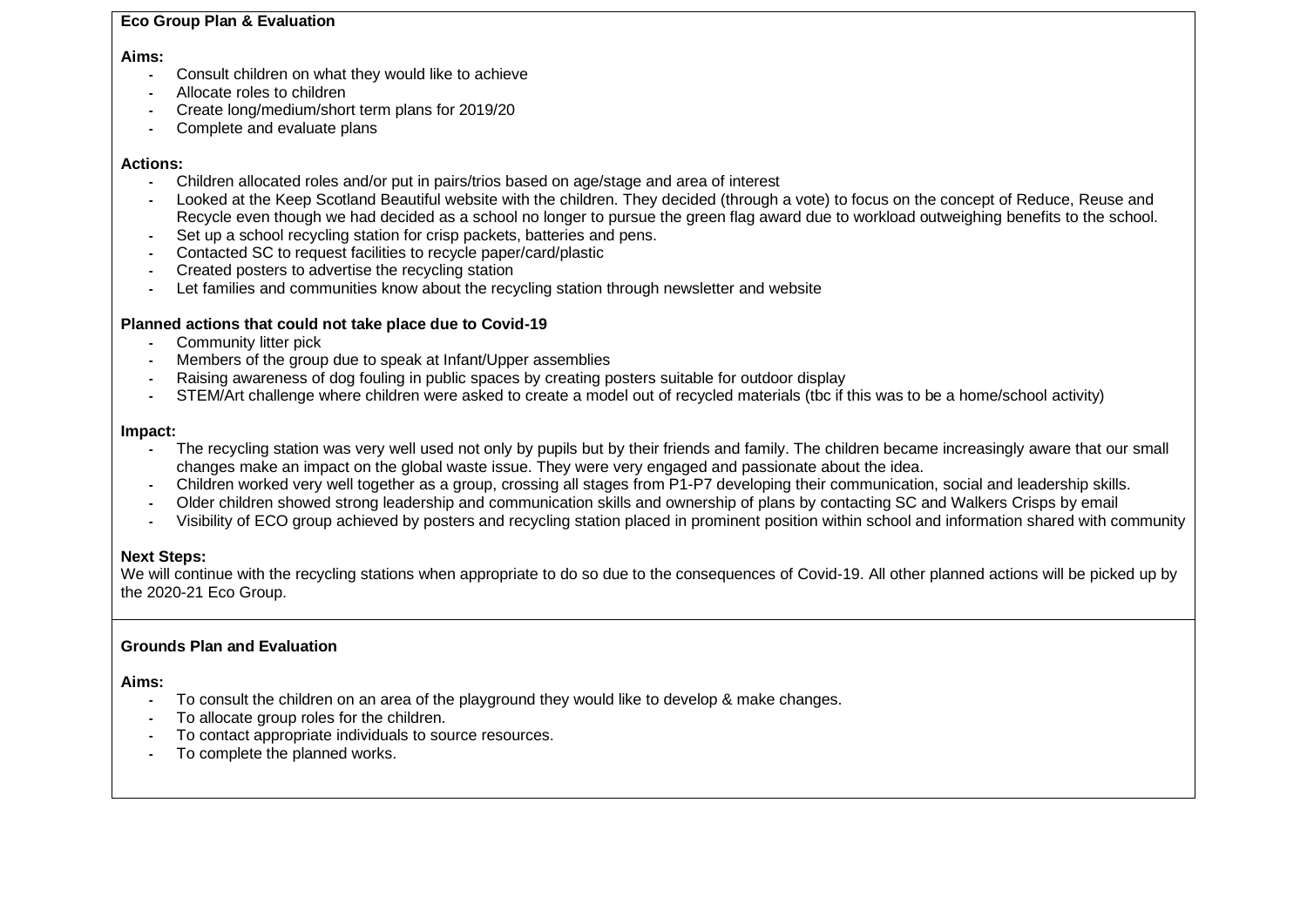**Eco Group Plan & Evaluation**

**Aims:**

- Consult children on what they would like to achieve
- Allocate roles to children
- Create long/medium/short term plans for 2019/20
- Complete and evaluate plans

**Actions:**

- Children allocated roles and/or put in pairs/trios based on age/stage and area of interest
- Looked at the Keep Scotland Beautiful website with the children. They decided (through a vote) to focus on the concept of Reduce, Reuse and Recycle even though we had decided as a school no longer to pursue the green flag award due to workload outweighing benefits to the school.
- Set up a school recycling station for crisp packets, batteries and pens.
- Contacted SC to request facilities to recycle paper/card/plastic
- Created posters to advertise the recycling station
- Let families and communities know about the recycling station through newsletter and website

**Planned actions that could not take place due to Covid-19**

- Community litter pick
- Members of the group due to speak at Infant/Upper assemblies
- Raising awareness of dog fouling in public spaces by creating posters suitable for outdoor display
- STEM/Art challenge where children were asked to create a model out of recycled materials (tbc if this was to be a home/school activity)

**Impact:**

- The recycling station was very well used not only by pupils but by their friends and family. The children became increasingly aware that our small changes make an impact on the global waste issue. They were very engaged and passionate about the idea.
- Children worked very well together as a group, crossing all stages from P1-P7 developing their communication, social and leadership skills.
- Older children showed strong leadership and communication skills and ownership of plans by contacting SC and Walkers Crisps by email
- Visibility of ECO group achieved by posters and recycling station placed in prominent position within school and information shared with community

**Next Steps:**

We will continue with the recycling stations when appropriate to do so due to the consequences of Covid-19. All other planned actions will be picked up by the 2020-21 Eco Group.

**Grounds Plan and Evaluation**

**Aims:**

- To consult the children on an area of the playground they would like to develop & make changes.
- To allocate group roles for the children.
- To contact appropriate individuals to source resources.
- To complete the planned works.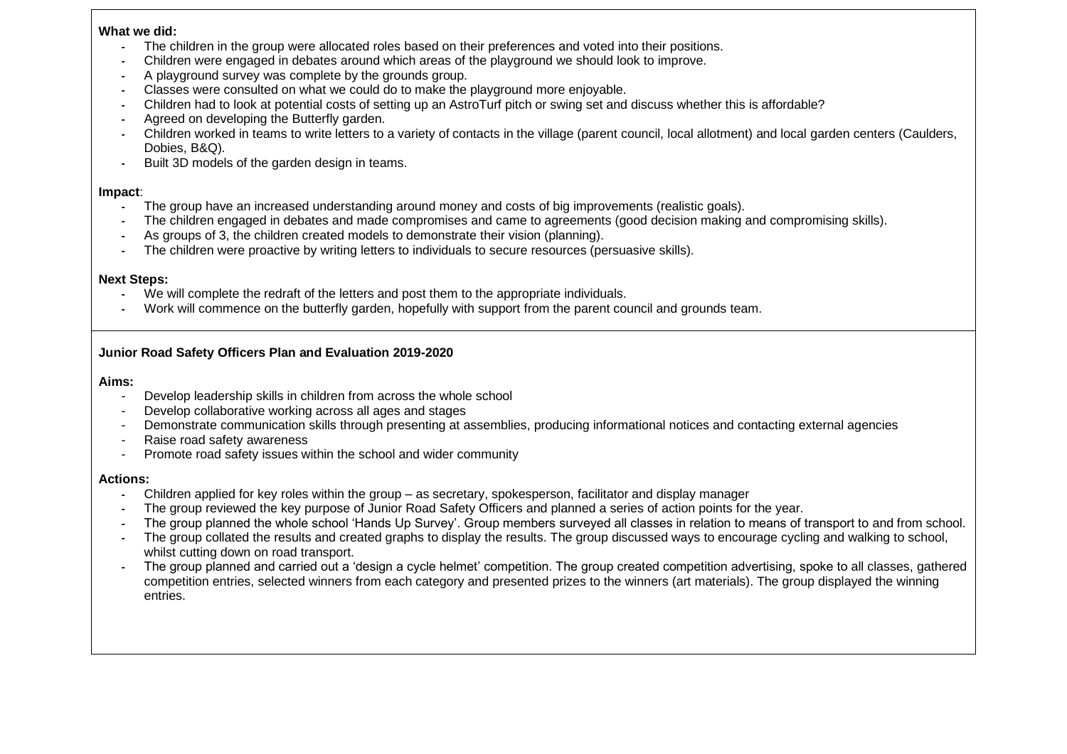**What we did:**

- The children in the group were allocated roles based on their preferences and voted into their positions.
- Children were engaged in debates around which areas of the playground we should look to improve.
- A playground survey was complete by the grounds group.
- Classes were consulted on what we could do to make the playground more enjoyable.
- Children had to look at potential costs of setting up an AstroTurf pitch or swing set and discuss whether this is affordable?
- Agreed on developing the Butterfly garden.
- Children worked in teams to write letters to a variety of contacts in the village (parent council, local allotment) and local garden centers (Caulders, Dobies, B&Q).
- Built 3D models of the garden design in teams.

**Impact**:

- The group have an increased understanding around money and costs of big improvements (realistic goals).
- The children engaged in debates and made compromises and came to agreements (good decision making and compromising skills).
- As groups of 3, the children created models to demonstrate their vision (planning).
- The children were proactive by writing letters to individuals to secure resources (persuasive skills).

**Next Steps:**

- We will complete the redraft of the letters and post them to the appropriate individuals.
- Work will commence on the butterfly garden, hopefully with support from the parent council and grounds team.

**Junior Road Safety Officers Plan and Evaluation 2019-2020**

**Aims:**

- Develop leadership skills in children from across the whole school
- Develop collaborative working across all ages and stages
- Demonstrate communication skills through presenting at assemblies, producing informational notices and contacting external agencies
- Raise road safety awareness
- Promote road safety issues within the school and wider community

**Actions:**

- Children applied for key roles within the group – as secretary, spokesperson, facilitator and display manager
- The group reviewed the key purpose of Junior Road Safety Officers and planned a series of action points for the year.
- The group planned the whole school 'Hands Up Survey'. Group members surveyed all classes in relation to means of transport to and from school.
- The group collated the results and created graphs to display the results. The group discussed ways to encourage cycling and walking to school, whilst cutting down on road transport.
- The group planned and carried out a 'design a cycle helmet' competition. The group created competition advertising, spoke to all classes, gathered competition entries, selected winners from each category and presented prizes to the winners (art materials). The group displayed the winning entries.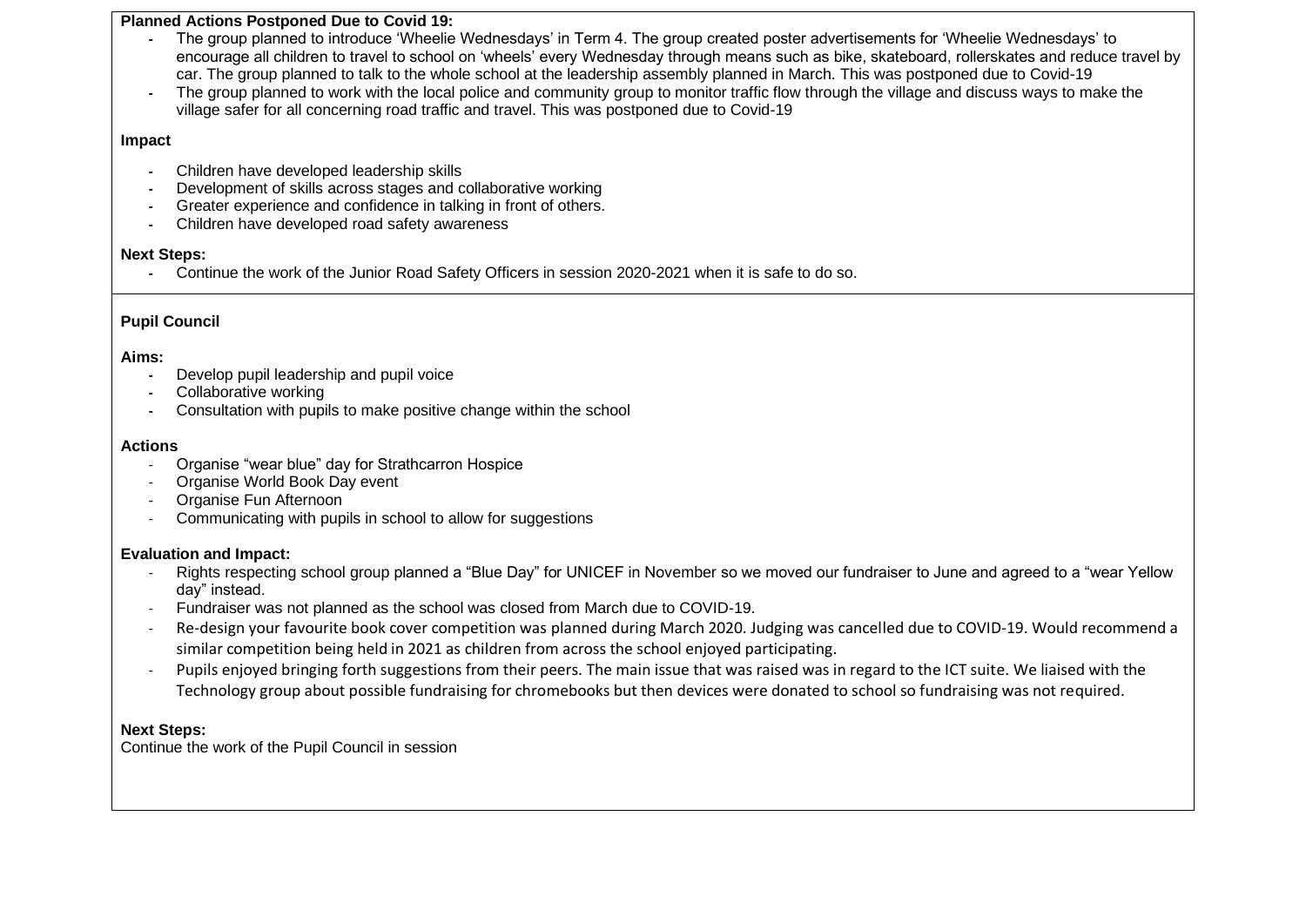**Planned Actions Postponed Due to Covid 19:**

- The group planned to introduce 'Wheelie Wednesdays' in Term 4. The group created poster advertisements for 'Wheelie Wednesdays' to encourage all children to travel to school on 'wheels' every Wednesday through means such as bike, skateboard, rollerskates and reduce travel by car. The group planned to talk to the whole school at the leadership assembly planned in March. This was postponed due to Covid-19
- The group planned to work with the local police and community group to monitor traffic flow through the village and discuss ways to make the village safer for all concerning road traffic and travel. This was postponed due to Covid-19

**Impact**

- Children have developed leadership skills
- Development of skills across stages and collaborative working
- Greater experience and confidence in talking in front of others.
- Children have developed road safety awareness

**Next Steps:**

- Continue the work of the Junior Road Safety Officers in session 2020-2021 when it is safe to do so.

**Pupil Council**

**Aims:**

- Develop pupil leadership and pupil voice
- Collaborative working
- Consultation with pupils to make positive change within the school

**Actions**

- Organise "wear blue" day for Strathcarron Hospice
- Organise World Book Day event
- Organise Fun Afternoon
- Communicating with pupils in school to allow for suggestions

**Evaluation and Impact:**

- Rights respecting school group planned a "Blue Day" for UNICEF in November so we moved our fundraiser to June and agreed to a "wear Yellow day" instead.
- Fundraiser was not planned as the school was closed from March due to COVID-19.
- Re-design your favourite book cover competition was planned during March 2020. Judging was cancelled due to COVID-19. Would recommend a similar competition being held in 2021 as children from across the school enjoyed participating.
- Pupils enjoyed bringing forth suggestions from their peers. The main issue that was raised was in regard to the ICT suite. We liaised with the Technology group about possible fundraising for chromebooks but then devices were donated to school so fundraising was not required.

**Next Steps:**

Continue the work of the Pupil Council in session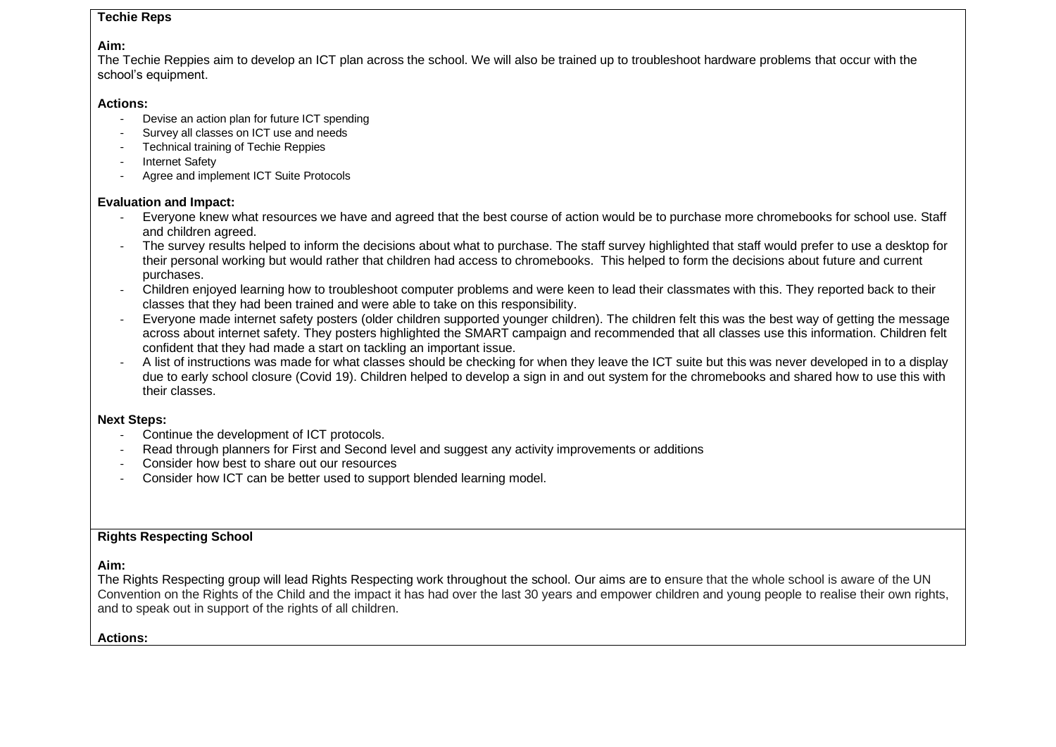**Techie Reps**

**Aim:**
The Techie Reppies aim to develop an ICT plan across the school. We will also be trained up to troubleshoot hardware problems that occur with the school's equipment.

**Actions:**

- Devise an action plan for future ICT spending
- Survey all classes on ICT use and needs
- Technical training of Techie Reppies
- Internet Safety
- Agree and implement ICT Suite Protocols

**Evaluation and Impact:**

- Everyone knew what resources we have and agreed that the best course of action would be to purchase more chromebooks for school use. Staff and children agreed.
- The survey results helped to inform the decisions about what to purchase. The staff survey highlighted that staff would prefer to use a desktop for their personal working but would rather that children had access to chromebooks. This helped to form the decisions about future and current purchases.
- Children enjoyed learning how to troubleshoot computer problems and were keen to lead their classmates with this. They reported back to their classes that they had been trained and were able to take on this responsibility.
- Everyone made internet safety posters (older children supported younger children). The children felt this was the best way of getting the message across about internet safety. They posters highlighted the SMART campaign and recommended that all classes use this information. Children felt confident that they had made a start on tackling an important issue.
- A list of instructions was made for what classes should be checking for when they leave the ICT suite but this was never developed in to a display due to early school closure (Covid 19). Children helped to develop a sign in and out system for the chromebooks and shared how to use this with their classes.

**Next Steps:**

- Continue the development of ICT protocols.
- Read through planners for First and Second level and suggest any activity improvements or additions
- Consider how best to share out our resources
- Consider how ICT can be better used to support blended learning model.

**Rights Respecting School**

**Aim:**
The Rights Respecting group will lead Rights Respecting work throughout the school. Our aims are to ensure that the whole school is aware of the UN Convention on the Rights of the Child and the impact it has had over the last 30 years and empower children and young people to realise their own rights, and to speak out in support of the rights of all children.

**Actions:**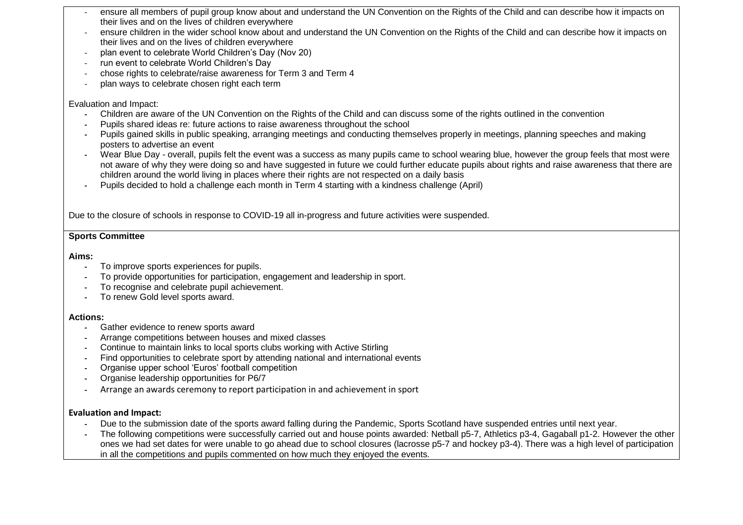- ensure all members of pupil group know about and understand the UN Convention on the Rights of the Child and can describe how it impacts on their lives and on the lives of children everywhere
- ensure children in the wider school know about and understand the UN Convention on the Rights of the Child and can describe how it impacts on their lives and on the lives of children everywhere
- plan event to celebrate World Children's Day (Nov 20)
- run event to celebrate World Children's Day
- chose rights to celebrate/raise awareness for Term 3 and Term 4
- plan ways to celebrate chosen right each term

Evaluation and Impact:

- Children are aware of the UN Convention on the Rights of the Child and can discuss some of the rights outlined in the convention
- Pupils shared ideas re: future actions to raise awareness throughout the school
- Pupils gained skills in public speaking, arranging meetings and conducting themselves properly in meetings, planning speeches and making posters to advertise an event
- Wear Blue Day - overall, pupils felt the event was a success as many pupils came to school wearing blue, however the group feels that most were not aware of why they were doing so and have suggested in future we could further educate pupils about rights and raise awareness that there are children around the world living in places where their rights are not respected on a daily basis
- Pupils decided to hold a challenge each month in Term 4 starting with a kindness challenge (April)

Due to the closure of schools in response to COVID-19 all in-progress and future activities were suspended.

**Sports Committee**

**Aims:**

- To improve sports experiences for pupils.
- To provide opportunities for participation, engagement and leadership in sport.
- To recognise and celebrate pupil achievement.
- To renew Gold level sports award.

**Actions:**

- Gather evidence to renew sports award
- Arrange competitions between houses and mixed classes
- Continue to maintain links to local sports clubs working with Active Stirling
- Find opportunities to celebrate sport by attending national and international events
- Organise upper school 'Euros' football competition
- Organise leadership opportunities for P6/7
- Arrange an awards ceremony to report participation in and achievement in sport

**Evaluation and Impact:**

- Due to the submission date of the sports award falling during the Pandemic, Sports Scotland have suspended entries until next year.
- The following competitions were successfully carried out and house points awarded: Netball p5-7, Athletics p3-4, Gagaball p1-2. However the other ones we had set dates for were unable to go ahead due to school closures (lacrosse p5-7 and hockey p3-4). There was a high level of participation in all the competitions and pupils commented on how much they enjoyed the events.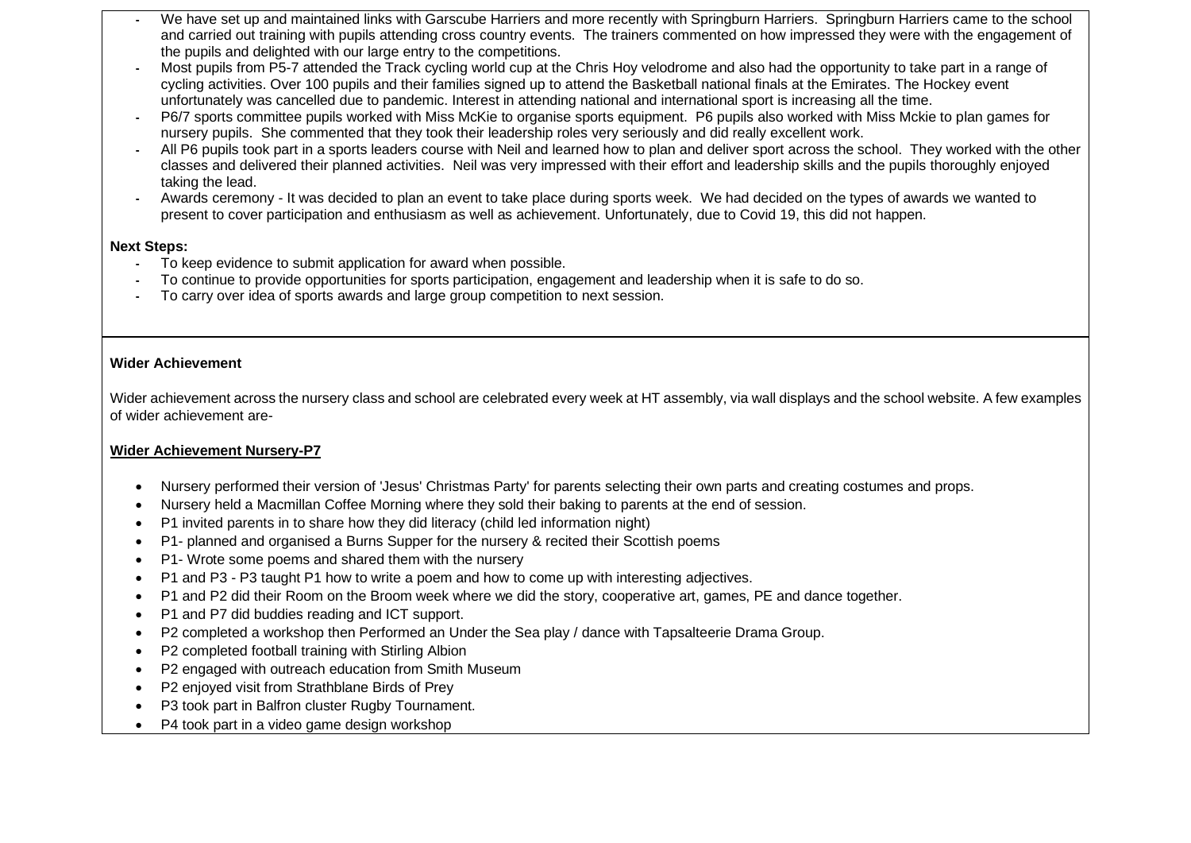- We have set up and maintained links with Garscube Harriers and more recently with Springburn Harriers. Springburn Harriers came to the school and carried out training with pupils attending cross country events. The trainers commented on how impressed they were with the engagement of the pupils and delighted with our large entry to the competitions.
- Most pupils from P5-7 attended the Track cycling world cup at the Chris Hoy velodrome and also had the opportunity to take part in a range of cycling activities. Over 100 pupils and their families signed up to attend the Basketball national finals at the Emirates. The Hockey event unfortunately was cancelled due to pandemic. Interest in attending national and international sport is increasing all the time.
- P6/7 sports committee pupils worked with Miss McKie to organise sports equipment. P6 pupils also worked with Miss Mckie to plan games for nursery pupils. She commented that they took their leadership roles very seriously and did really excellent work.
- All P6 pupils took part in a sports leaders course with Neil and learned how to plan and deliver sport across the school. They worked with the other classes and delivered their planned activities. Neil was very impressed with their effort and leadership skills and the pupils thoroughly enjoyed taking the lead.
- Awards ceremony - It was decided to plan an event to take place during sports week. We had decided on the types of awards we wanted to present to cover participation and enthusiasm as well as achievement. Unfortunately, due to Covid 19, this did not happen.

**Next Steps:**

- To keep evidence to submit application for award when possible.
- To continue to provide opportunities for sports participation, engagement and leadership when it is safe to do so.
- To carry over idea of sports awards and large group competition to next session.

**Wider Achievement**

Wider achievement across the nursery class and school are celebrated every week at HT assembly, via wall displays and the school website. A few examples of wider achievement are-

**Wider Achievement Nursery-P7**

- Nursery performed their version of 'Jesus' Christmas Party' for parents selecting their own parts and creating costumes and props.
- Nursery held a Macmillan Coffee Morning where they sold their baking to parents at the end of session.
- P1 invited parents in to share how they did literacy (child led information night)
- P1- planned and organised a Burns Supper for the nursery & recited their Scottish poems
- P1- Wrote some poems and shared them with the nursery
- P1 and P3 - P3 taught P1 how to write a poem and how to come up with interesting adjectives.
- P1 and P2 did their Room on the Broom week where we did the story, cooperative art, games, PE and dance together.
- P1 and P7 did buddies reading and ICT support.
- P2 completed a workshop then Performed an Under the Sea play / dance with Tapsalteerie Drama Group.
- P2 completed football training with Stirling Albion
- P2 engaged with outreach education from Smith Museum
- P2 enjoyed visit from Strathblane Birds of Prey
- P3 took part in Balfron cluster Rugby Tournament.
- P4 took part in a video game design workshop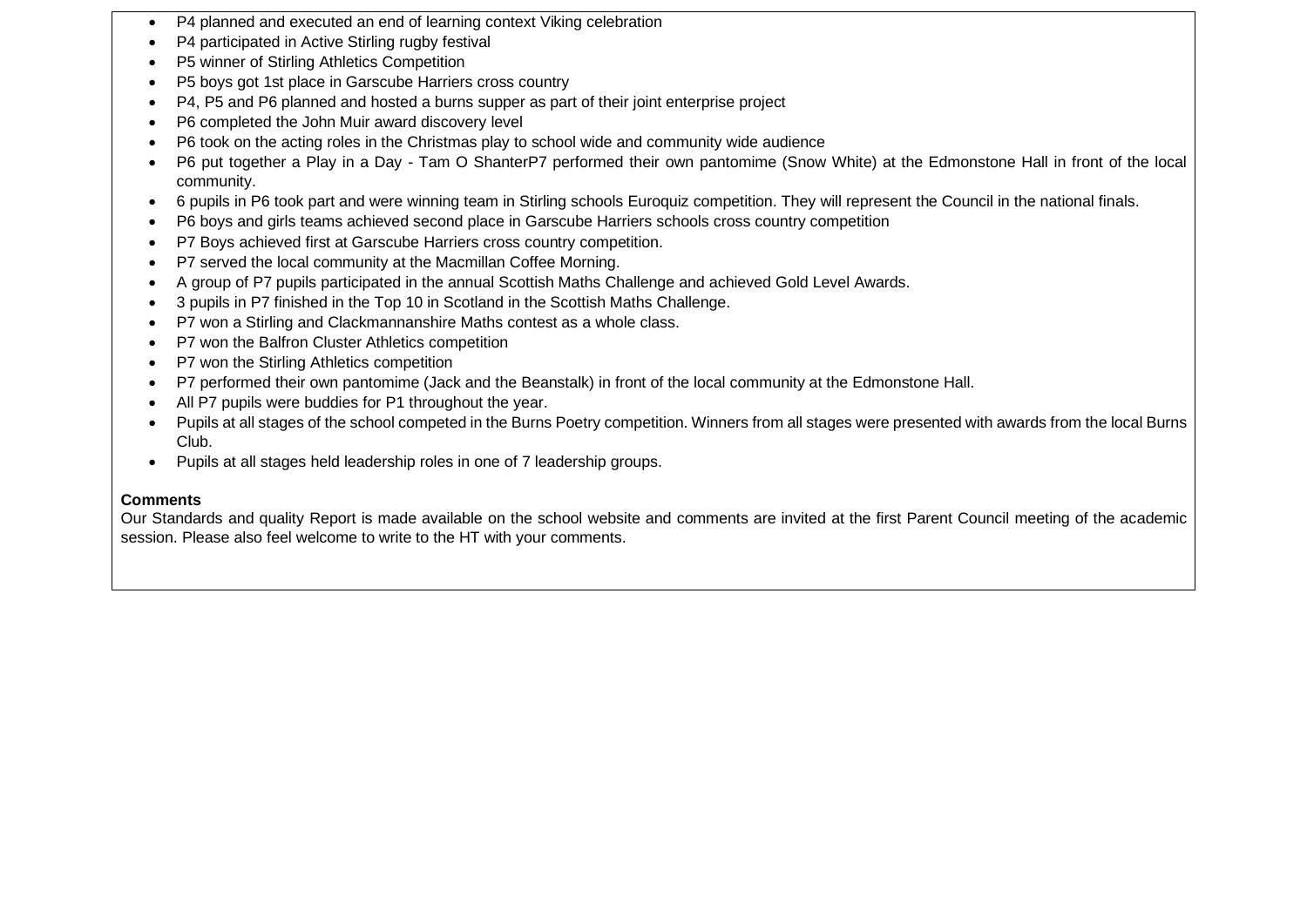- P4 planned and executed an end of learning context Viking celebration
- P4 participated in Active Stirling rugby festival
- P5 winner of Stirling Athletics Competition
- P5 boys got 1st place in Garscube Harriers cross country
- P4, P5 and P6 planned and hosted a burns supper as part of their joint enterprise project
- P6 completed the John Muir award discovery level
- P6 took on the acting roles in the Christmas play to school wide and community wide audience
- P6 put together a Play in a Day - Tam O ShanterP7 performed their own pantomime (Snow White) at the Edmonstone Hall in front of the local community.
- 6 pupils in P6 took part and were winning team in Stirling schools Euroquiz competition. They will represent the Council in the national finals.
- P6 boys and girls teams achieved second place in Garscube Harriers schools cross country competition
- P7 Boys achieved first at Garscube Harriers cross country competition.
- P7 served the local community at the Macmillan Coffee Morning.
- A group of P7 pupils participated in the annual Scottish Maths Challenge and achieved Gold Level Awards.
- 3 pupils in P7 finished in the Top 10 in Scotland in the Scottish Maths Challenge.
- P7 won a Stirling and Clackmannanshire Maths contest as a whole class.
- P7 won the Balfron Cluster Athletics competition
- P7 won the Stirling Athletics competition
- P7 performed their own pantomime (Jack and the Beanstalk) in front of the local community at the Edmonstone Hall.
- All P7 pupils were buddies for P1 throughout the year.
- Pupils at all stages of the school competed in the Burns Poetry competition. Winners from all stages were presented with awards from the local Burns Club.
- Pupils at all stages held leadership roles in one of 7 leadership groups.

**Comments**

Our Standards and quality Report is made available on the school website and comments are invited at the first Parent Council meeting of the academic session. Please also feel welcome to write to the HT with your comments.